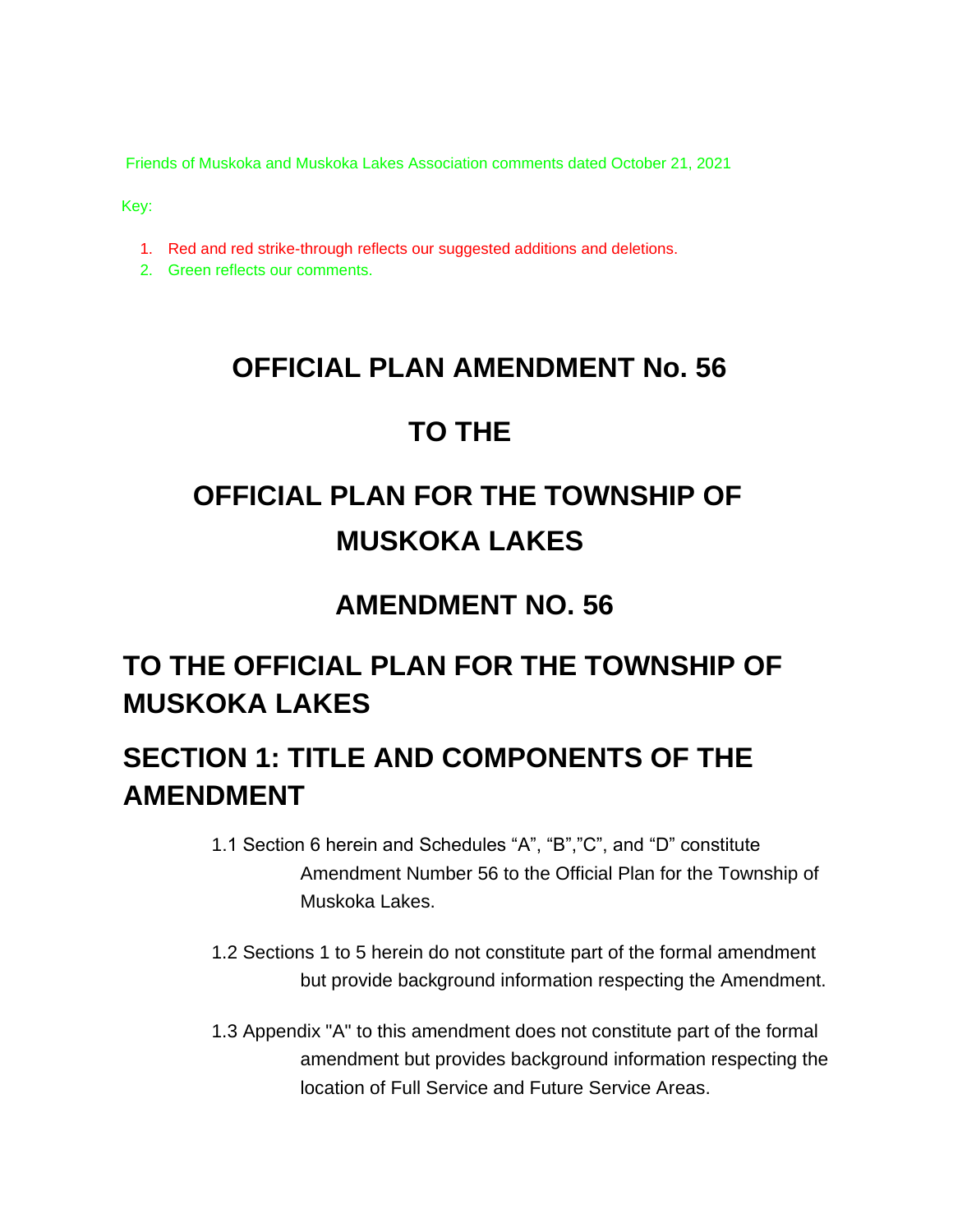Friends of Muskoka and Muskoka Lakes Association comments dated October 21, 2021

Key:

1. Red and red strike-through reflects our suggested additions and deletions.
2. Green reflects our comments.

# OFFICIAL PLAN AMENDMENT No. 56

# TO THE

# OFFICIAL PLAN FOR THE TOWNSHIP OF MUSKOKA LAKES

## AMENDMENT NO. 56

## TO THE OFFICIAL PLAN FOR THE TOWNSHIP OF MUSKOKA LAKES

## SECTION 1: TITLE AND COMPONENTS OF THE AMENDMENT

1.1 Section 6 herein and Schedules "A", "B","C", and "D" constitute Amendment Number 56 to the Official Plan for the Township of Muskoka Lakes.

1.2 Sections 1 to 5 herein do not constitute part of the formal amendment but provide background information respecting the Amendment.

1.3 Appendix "A" to this amendment does not constitute part of the formal amendment but provides background information respecting the location of Full Service and Future Service Areas.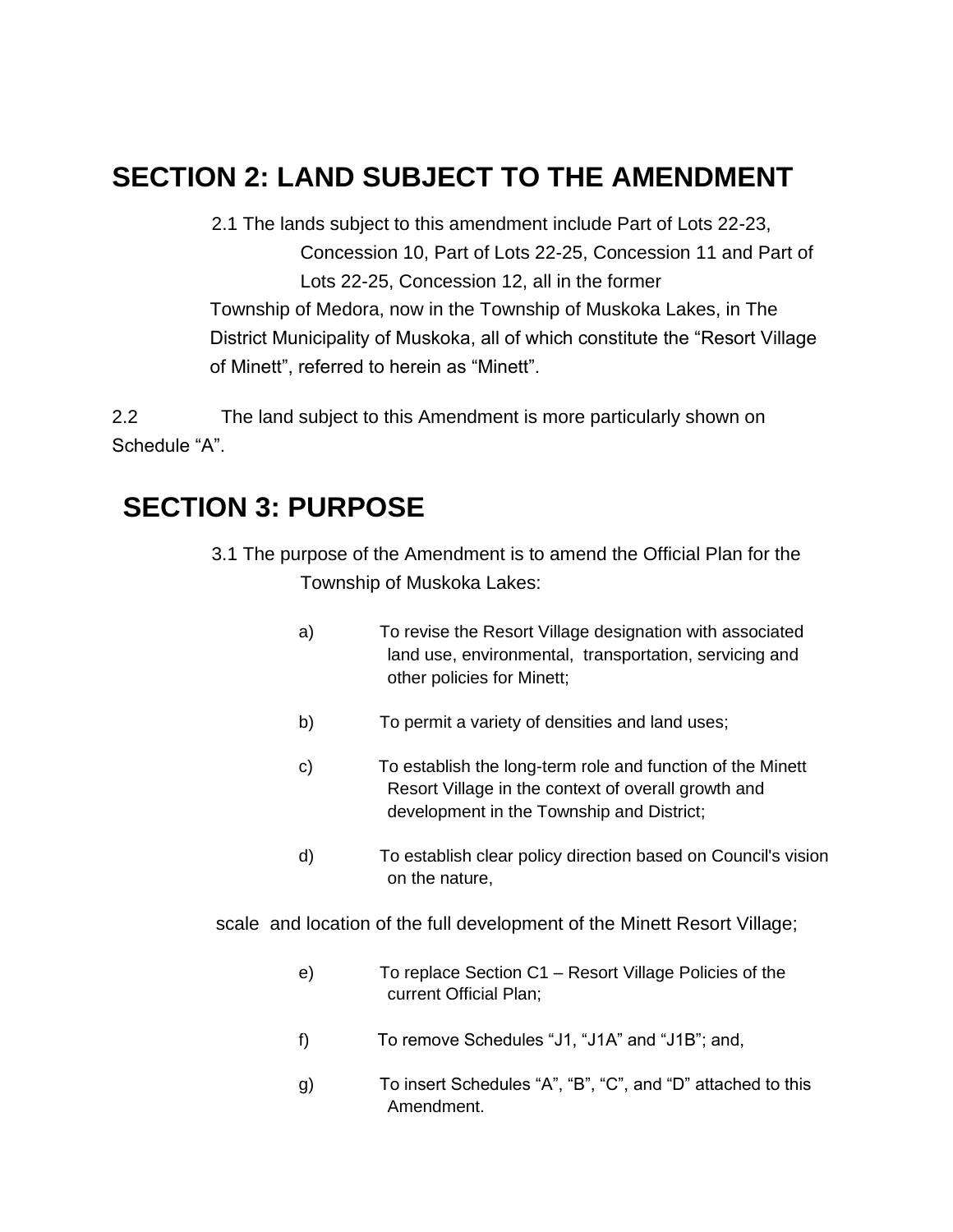# SECTION 2: LAND SUBJECT TO THE AMENDMENT

2.1 The lands subject to this amendment include Part of Lots 22-23, Concession 10, Part of Lots 22-25, Concession 11 and Part of Lots 22-25, Concession 12, all in the former Township of Medora, now in the Township of Muskoka Lakes, in The District Municipality of Muskoka, all of which constitute the "Resort Village of Minett", referred to herein as "Minett".

2.2 The land subject to this Amendment is more particularly shown on Schedule "A".

# SECTION 3: PURPOSE

3.1 The purpose of the Amendment is to amend the Official Plan for the Township of Muskoka Lakes:

a) To revise the Resort Village designation with associated land use, environmental, transportation, servicing and other policies for Minett;

b) To permit a variety of densities and land uses;

c) To establish the long-term role and function of the Minett Resort Village in the context of overall growth and development in the Township and District;

d) To establish clear policy direction based on Council's vision on the nature, scale and location of the full development of the Minett Resort Village;

e) To replace Section C1 – Resort Village Policies of the current Official Plan;

f) To remove Schedules "J1, "J1A" and "J1B"; and,

g) To insert Schedules "A", "B", "C", and "D" attached to this Amendment.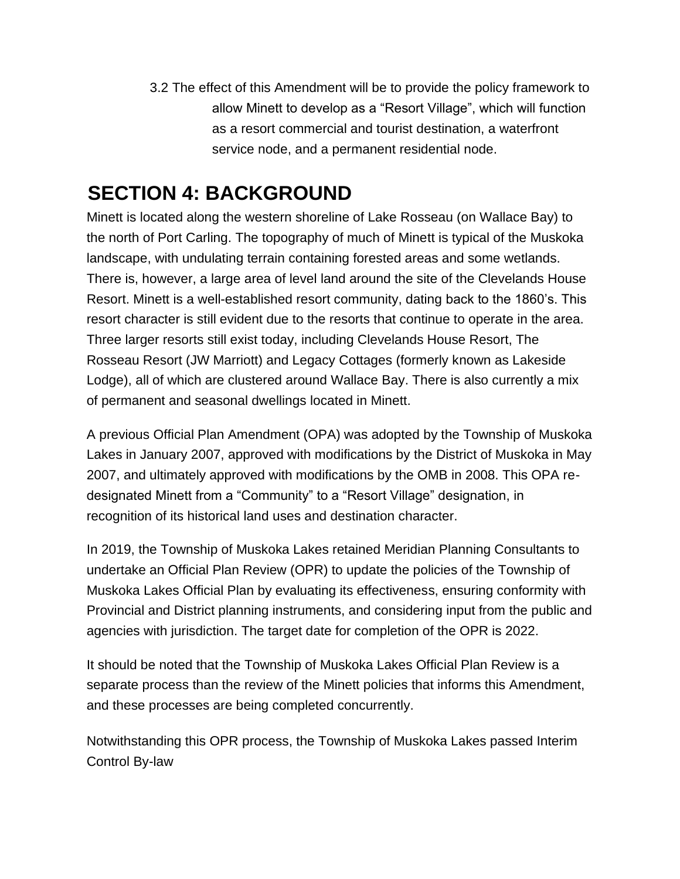3.2 The effect of this Amendment will be to provide the policy framework to allow Minett to develop as a "Resort Village", which will function as a resort commercial and tourist destination, a waterfront service node, and a permanent residential node.

# SECTION 4: BACKGROUND

Minett is located along the western shoreline of Lake Rosseau (on Wallace Bay) to the north of Port Carling. The topography of much of Minett is typical of the Muskoka landscape, with undulating terrain containing forested areas and some wetlands. There is, however, a large area of level land around the site of the Clevelands House Resort. Minett is a well-established resort community, dating back to the 1860's. This resort character is still evident due to the resorts that continue to operate in the area. Three larger resorts still exist today, including Clevelands House Resort, The Rosseau Resort (JW Marriott) and Legacy Cottages (formerly known as Lakeside Lodge), all of which are clustered around Wallace Bay. There is also currently a mix of permanent and seasonal dwellings located in Minett.

A previous Official Plan Amendment (OPA) was adopted by the Township of Muskoka Lakes in January 2007, approved with modifications by the District of Muskoka in May 2007, and ultimately approved with modifications by the OMB in 2008. This OPA re-designated Minett from a "Community" to a "Resort Village" designation, in recognition of its historical land uses and destination character.

In 2019, the Township of Muskoka Lakes retained Meridian Planning Consultants to undertake an Official Plan Review (OPR) to update the policies of the Township of Muskoka Lakes Official Plan by evaluating its effectiveness, ensuring conformity with Provincial and District planning instruments, and considering input from the public and agencies with jurisdiction. The target date for completion of the OPR is 2022.

It should be noted that the Township of Muskoka Lakes Official Plan Review is a separate process than the review of the Minett policies that informs this Amendment, and these processes are being completed concurrently.

Notwithstanding this OPR process, the Township of Muskoka Lakes passed Interim Control By-law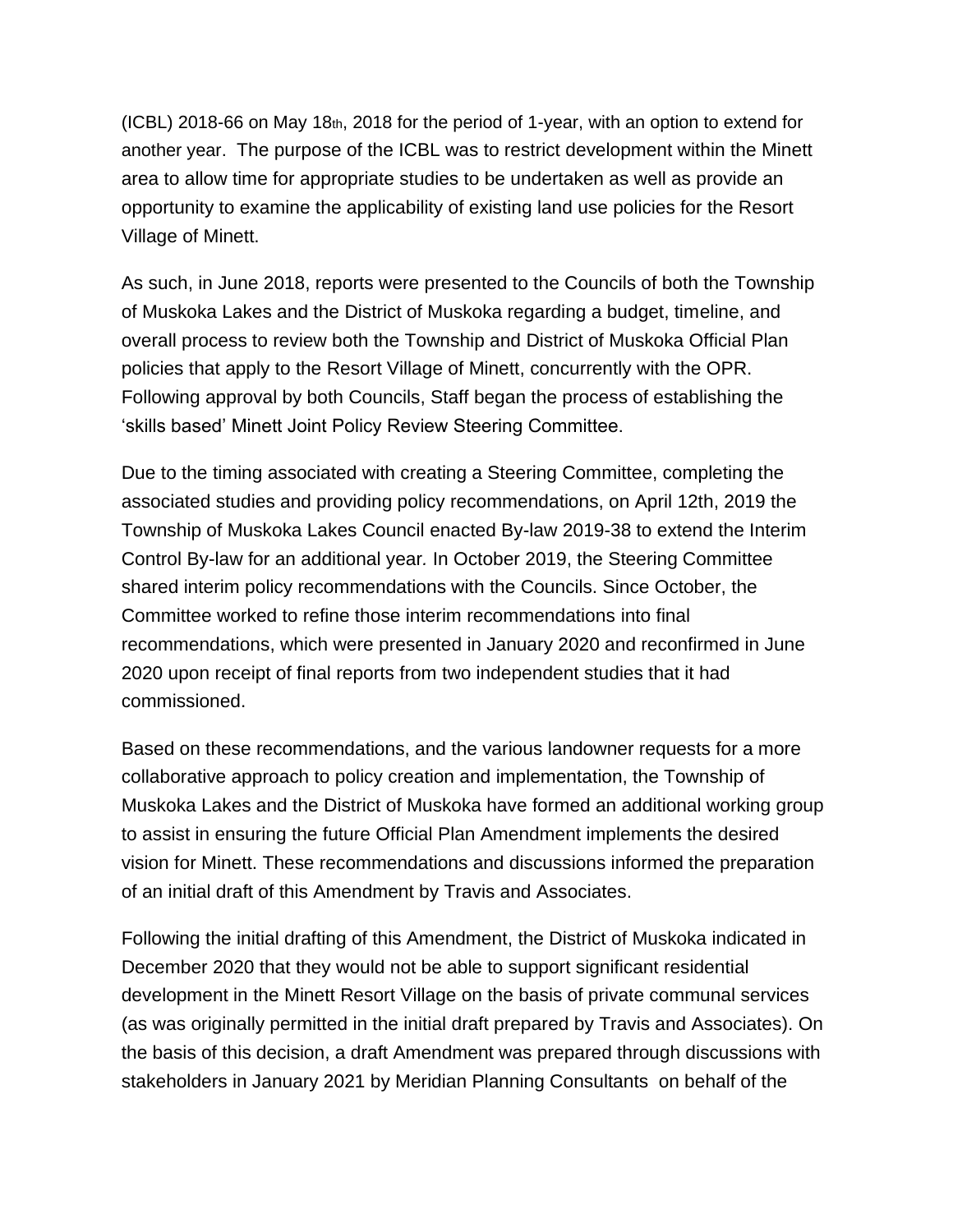(ICBL) 2018-66 on May 18th, 2018 for the period of 1-year, with an option to extend for another year. The purpose of the ICBL was to restrict development within the Minett area to allow time for appropriate studies to be undertaken as well as provide an opportunity to examine the applicability of existing land use policies for the Resort Village of Minett.

As such, in June 2018, reports were presented to the Councils of both the Township of Muskoka Lakes and the District of Muskoka regarding a budget, timeline, and overall process to review both the Township and District of Muskoka Official Plan policies that apply to the Resort Village of Minett, concurrently with the OPR. Following approval by both Councils, Staff began the process of establishing the 'skills based' Minett Joint Policy Review Steering Committee.

Due to the timing associated with creating a Steering Committee, completing the associated studies and providing policy recommendations, on April 12th, 2019 the Township of Muskoka Lakes Council enacted By-law 2019-38 to extend the Interim Control By-law for an additional year. In October 2019, the Steering Committee shared interim policy recommendations with the Councils. Since October, the Committee worked to refine those interim recommendations into final recommendations, which were presented in January 2020 and reconfirmed in June 2020 upon receipt of final reports from two independent studies that it had commissioned.

Based on these recommendations, and the various landowner requests for a more collaborative approach to policy creation and implementation, the Township of Muskoka Lakes and the District of Muskoka have formed an additional working group to assist in ensuring the future Official Plan Amendment implements the desired vision for Minett. These recommendations and discussions informed the preparation of an initial draft of this Amendment by Travis and Associates.

Following the initial drafting of this Amendment, the District of Muskoka indicated in December 2020 that they would not be able to support significant residential development in the Minett Resort Village on the basis of private communal services (as was originally permitted in the initial draft prepared by Travis and Associates). On the basis of this decision, a draft Amendment was prepared through discussions with stakeholders in January 2021 by Meridian Planning Consultants on behalf of the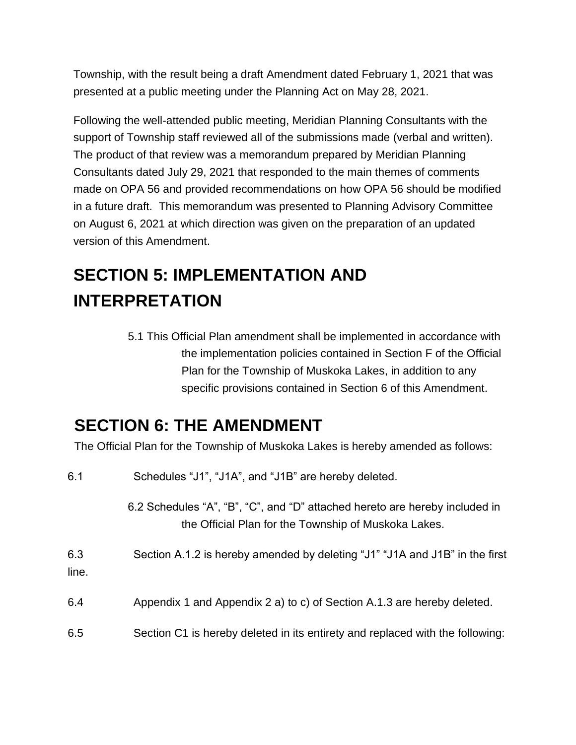Township, with the result being a draft Amendment dated February 1, 2021 that was presented at a public meeting under the Planning Act on May 28, 2021.

Following the well-attended public meeting, Meridian Planning Consultants with the support of Township staff reviewed all of the submissions made (verbal and written). The product of that review was a memorandum prepared by Meridian Planning Consultants dated July 29, 2021 that responded to the main themes of comments made on OPA 56 and provided recommendations on how OPA 56 should be modified in a future draft. This memorandum was presented to Planning Advisory Committee on August 6, 2021 at which direction was given on the preparation of an updated version of this Amendment.

# SECTION 5: IMPLEMENTATION AND INTERPRETATION

5.1 This Official Plan amendment shall be implemented in accordance with the implementation policies contained in Section F of the Official Plan for the Township of Muskoka Lakes, in addition to any specific provisions contained in Section 6 of this Amendment.

# SECTION 6: THE AMENDMENT

The Official Plan for the Township of Muskoka Lakes is hereby amended as follows:

6.1 Schedules “J1”, “J1A”, and “J1B” are hereby deleted.

6.2 Schedules “A”, “B”, “C”, and “D” attached hereto are hereby included in the Official Plan for the Township of Muskoka Lakes.

6.3 Section A.1.2 is hereby amended by deleting “J1” “J1A and J1B” in the first line.

6.4 Appendix 1 and Appendix 2 a) to c) of Section A.1.3 are hereby deleted.

6.5 Section C1 is hereby deleted in its entirety and replaced with the following: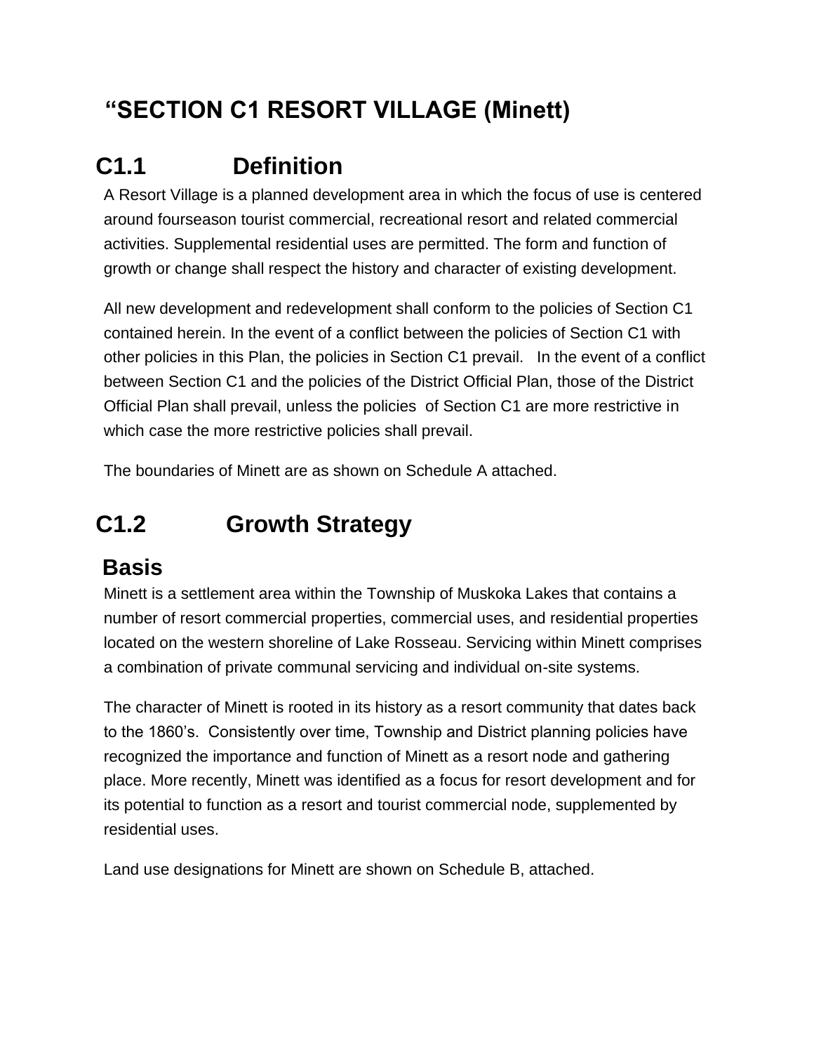# "SECTION C1 RESORT VILLAGE (Minett)

## C1.1 Definition

A Resort Village is a planned development area in which the focus of use is centered around fourseason tourist commercial, recreational resort and related commercial activities. Supplemental residential uses are permitted. The form and function of growth or change shall respect the history and character of existing development.

All new development and redevelopment shall conform to the policies of Section C1 contained herein. In the event of a conflict between the policies of Section C1 with other policies in this Plan, the policies in Section C1 prevail. In the event of a conflict between Section C1 and the policies of the District Official Plan, those of the District Official Plan shall prevail, unless the policies of Section C1 are more restrictive in which case the more restrictive policies shall prevail.

The boundaries of Minett are as shown on Schedule A attached.

## C1.2 Growth Strategy

### Basis

Minett is a settlement area within the Township of Muskoka Lakes that contains a number of resort commercial properties, commercial uses, and residential properties located on the western shoreline of Lake Rosseau. Servicing within Minett comprises a combination of private communal servicing and individual on-site systems.

The character of Minett is rooted in its history as a resort community that dates back to the 1860's. Consistently over time, Township and District planning policies have recognized the importance and function of Minett as a resort node and gathering place. More recently, Minett was identified as a focus for resort development and for its potential to function as a resort and tourist commercial node, supplemented by residential uses.

Land use designations for Minett are shown on Schedule B, attached.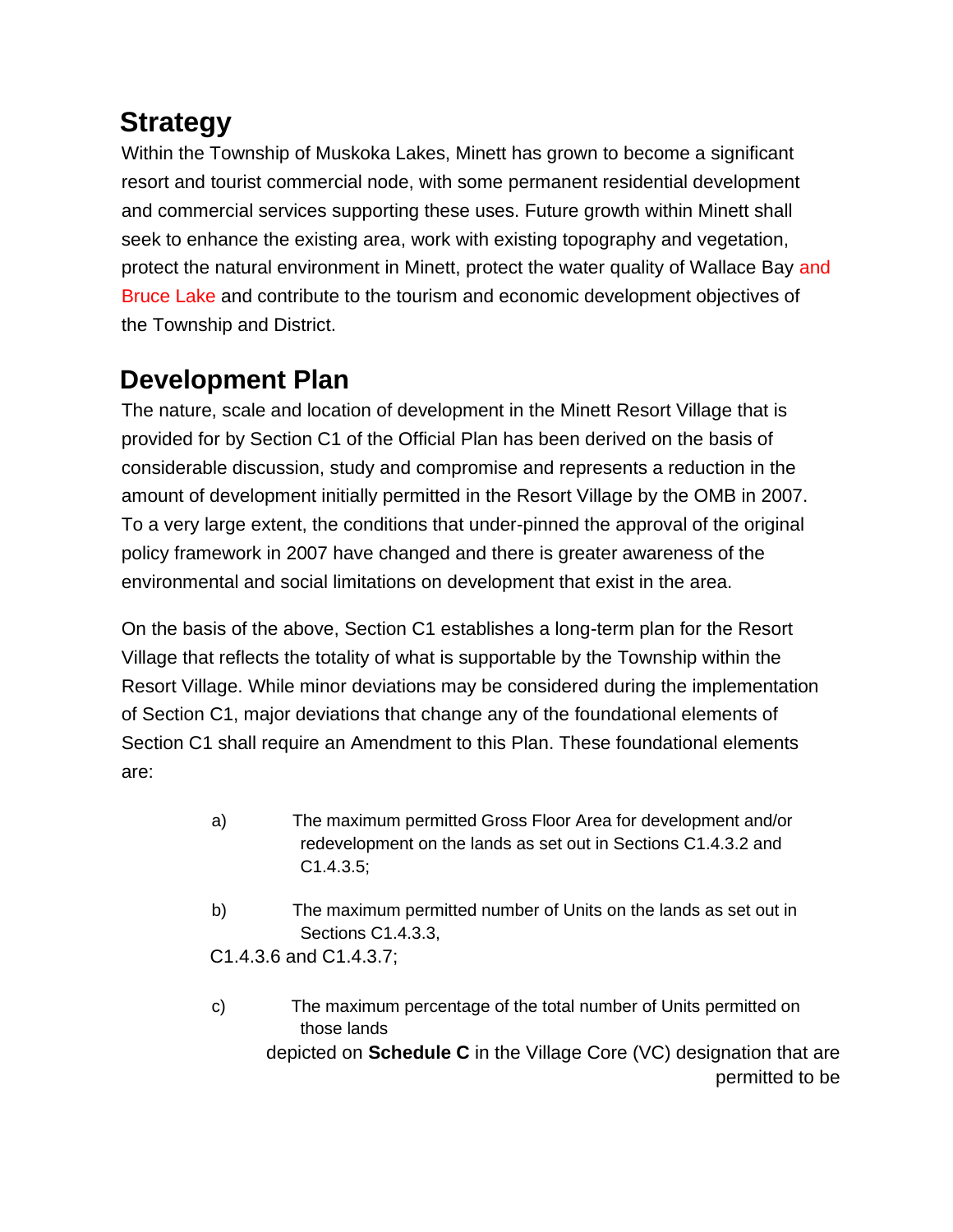## Strategy

Within the Township of Muskoka Lakes, Minett has grown to become a significant resort and tourist commercial node, with some permanent residential development and commercial services supporting these uses. Future growth within Minett shall seek to enhance the existing area, work with existing topography and vegetation, protect the natural environment in Minett, protect the water quality of Wallace Bay and Bruce Lake and contribute to the tourism and economic development objectives of the Township and District.

## Development Plan

The nature, scale and location of development in the Minett Resort Village that is provided for by Section C1 of the Official Plan has been derived on the basis of considerable discussion, study and compromise and represents a reduction in the amount of development initially permitted in the Resort Village by the OMB in 2007. To a very large extent, the conditions that under-pinned the approval of the original policy framework in 2007 have changed and there is greater awareness of the environmental and social limitations on development that exist in the area.

On the basis of the above, Section C1 establishes a long-term plan for the Resort Village that reflects the totality of what is supportable by the Township within the Resort Village. While minor deviations may be considered during the implementation of Section C1, major deviations that change any of the foundational elements of Section C1 shall require an Amendment to this Plan. These foundational elements are:

a) The maximum permitted Gross Floor Area for development and/or redevelopment on the lands as set out in Sections C1.4.3.2 and C1.4.3.5;

b) The maximum permitted number of Units on the lands as set out in Sections C1.4.3.3, C1.4.3.6 and C1.4.3.7;

c) The maximum percentage of the total number of Units permitted on those lands depicted on **Schedule C** in the Village Core (VC) designation that are permitted to be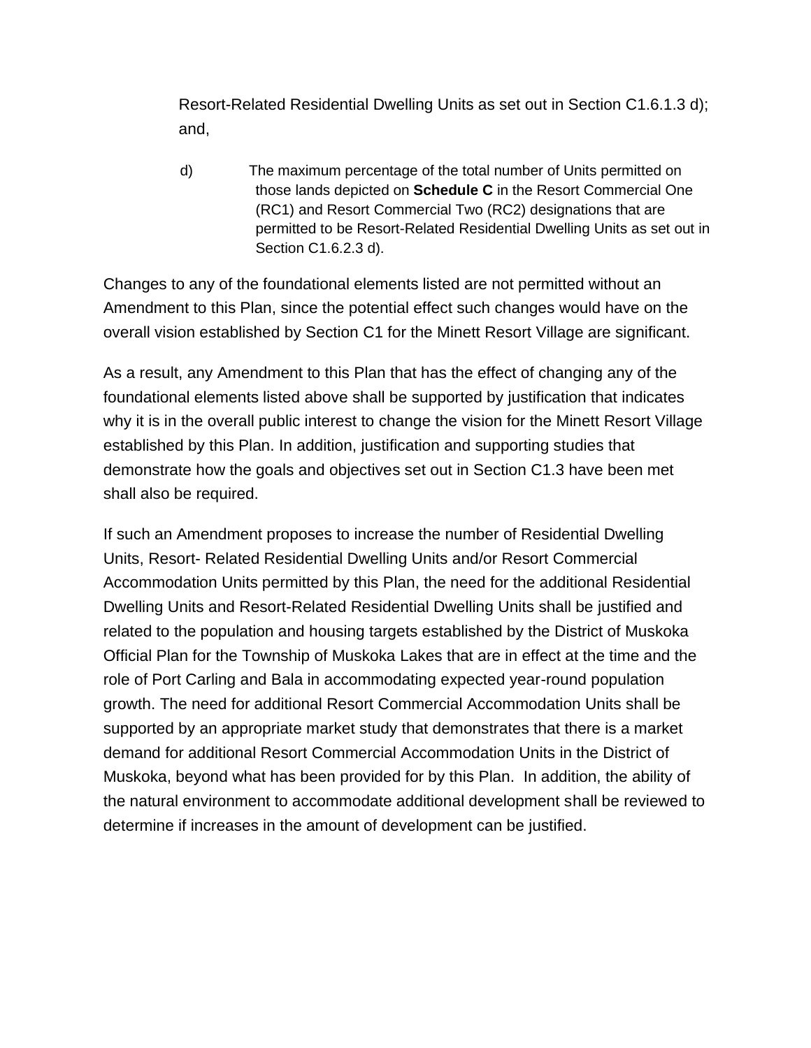Resort-Related Residential Dwelling Units as set out in Section C1.6.1.3 d); and,

d) The maximum percentage of the total number of Units permitted on those lands depicted on **Schedule C** in the Resort Commercial One (RC1) and Resort Commercial Two (RC2) designations that are permitted to be Resort-Related Residential Dwelling Units as set out in Section C1.6.2.3 d).

Changes to any of the foundational elements listed are not permitted without an Amendment to this Plan, since the potential effect such changes would have on the overall vision established by Section C1 for the Minett Resort Village are significant.

As a result, any Amendment to this Plan that has the effect of changing any of the foundational elements listed above shall be supported by justification that indicates why it is in the overall public interest to change the vision for the Minett Resort Village established by this Plan. In addition, justification and supporting studies that demonstrate how the goals and objectives set out in Section C1.3 have been met shall also be required.

If such an Amendment proposes to increase the number of Residential Dwelling Units, Resort- Related Residential Dwelling Units and/or Resort Commercial Accommodation Units permitted by this Plan, the need for the additional Residential Dwelling Units and Resort-Related Residential Dwelling Units shall be justified and related to the population and housing targets established by the District of Muskoka Official Plan for the Township of Muskoka Lakes that are in effect at the time and the role of Port Carling and Bala in accommodating expected year-round population growth. The need for additional Resort Commercial Accommodation Units shall be supported by an appropriate market study that demonstrates that there is a market demand for additional Resort Commercial Accommodation Units in the District of Muskoka, beyond what has been provided for by this Plan. In addition, the ability of the natural environment to accommodate additional development shall be reviewed to determine if increases in the amount of development can be justified.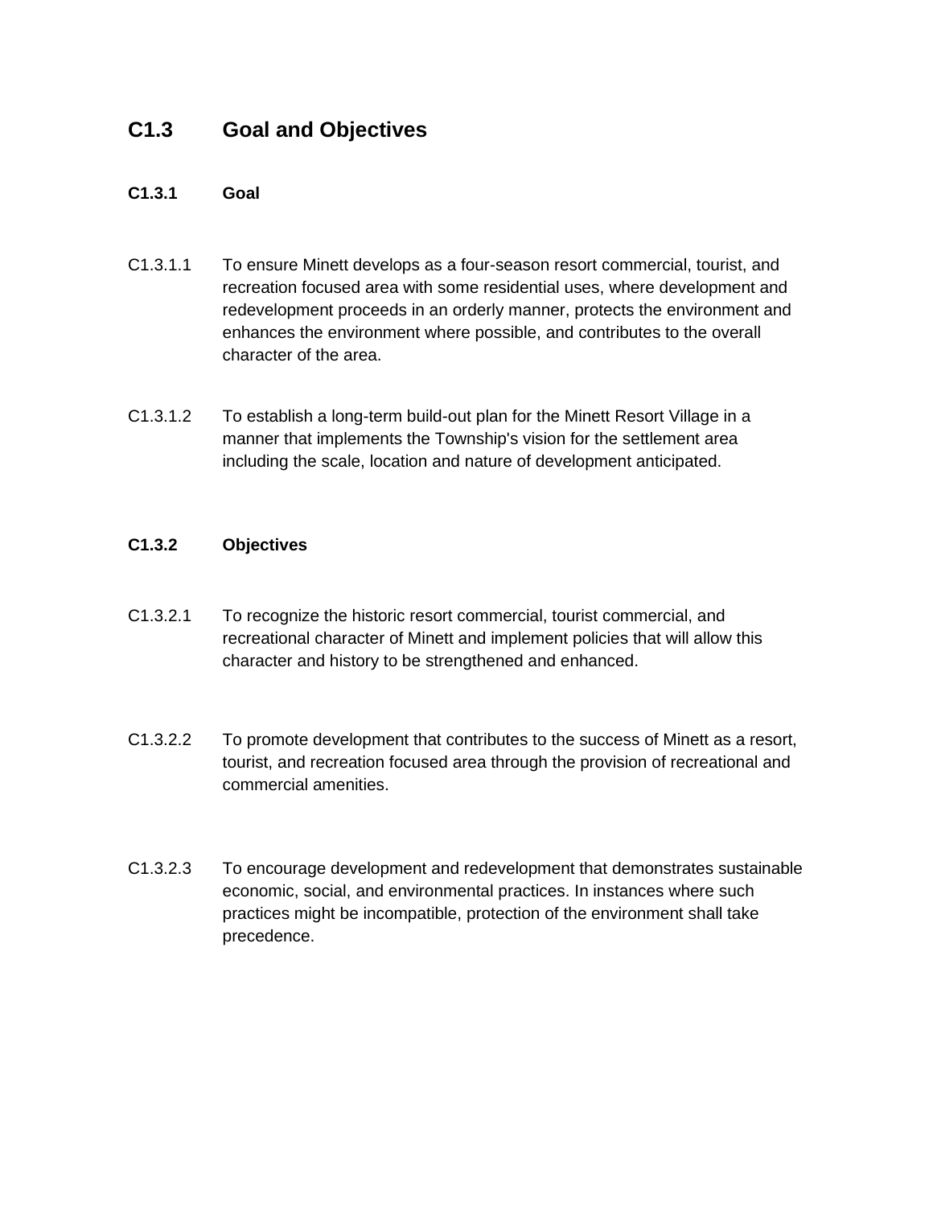## C1.3 Goal and Objectives

### C1.3.1 Goal

C1.3.1.1 To ensure Minett develops as a four-season resort commercial, tourist, and recreation focused area with some residential uses, where development and redevelopment proceeds in an orderly manner, protects the environment and enhances the environment where possible, and contributes to the overall character of the area.

C1.3.1.2 To establish a long-term build-out plan for the Minett Resort Village in a manner that implements the Township's vision for the settlement area including the scale, location and nature of development anticipated.

### C1.3.2 Objectives

C1.3.2.1 To recognize the historic resort commercial, tourist commercial, and recreational character of Minett and implement policies that will allow this character and history to be strengthened and enhanced.

C1.3.2.2 To promote development that contributes to the success of Minett as a resort, tourist, and recreation focused area through the provision of recreational and commercial amenities.

C1.3.2.3 To encourage development and redevelopment that demonstrates sustainable economic, social, and environmental practices. In instances where such practices might be incompatible, protection of the environment shall take precedence.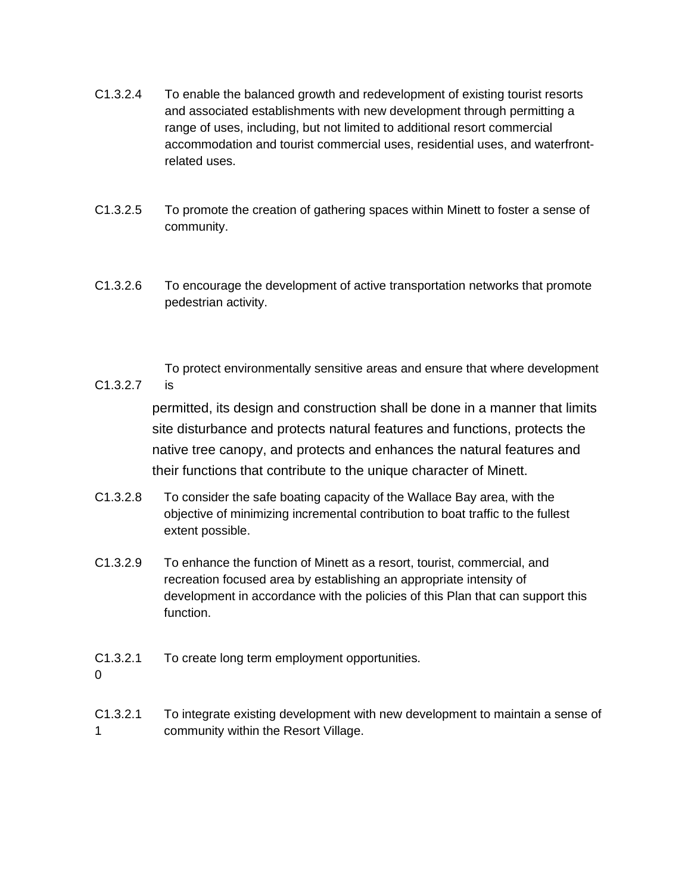C1.3.2.4 To enable the balanced growth and redevelopment of existing tourist resorts and associated establishments with new development through permitting a range of uses, including, but not limited to additional resort commercial accommodation and tourist commercial uses, residential uses, and waterfront-related uses.

C1.3.2.5 To promote the creation of gathering spaces within Minett to foster a sense of community.

C1.3.2.6 To encourage the development of active transportation networks that promote pedestrian activity.

C1.3.2.7 To protect environmentally sensitive areas and ensure that where development is permitted, its design and construction shall be done in a manner that limits site disturbance and protects natural features and functions, protects the native tree canopy, and protects and enhances the natural features and their functions that contribute to the unique character of Minett.

C1.3.2.8 To consider the safe boating capacity of the Wallace Bay area, with the objective of minimizing incremental contribution to boat traffic to the fullest extent possible.

C1.3.2.9 To enhance the function of Minett as a resort, tourist, commercial, and recreation focused area by establishing an appropriate intensity of development in accordance with the policies of this Plan that can support this function.

C1.3.2.10 To create long term employment opportunities.

C1.3.2.11 To integrate existing development with new development to maintain a sense of community within the Resort Village.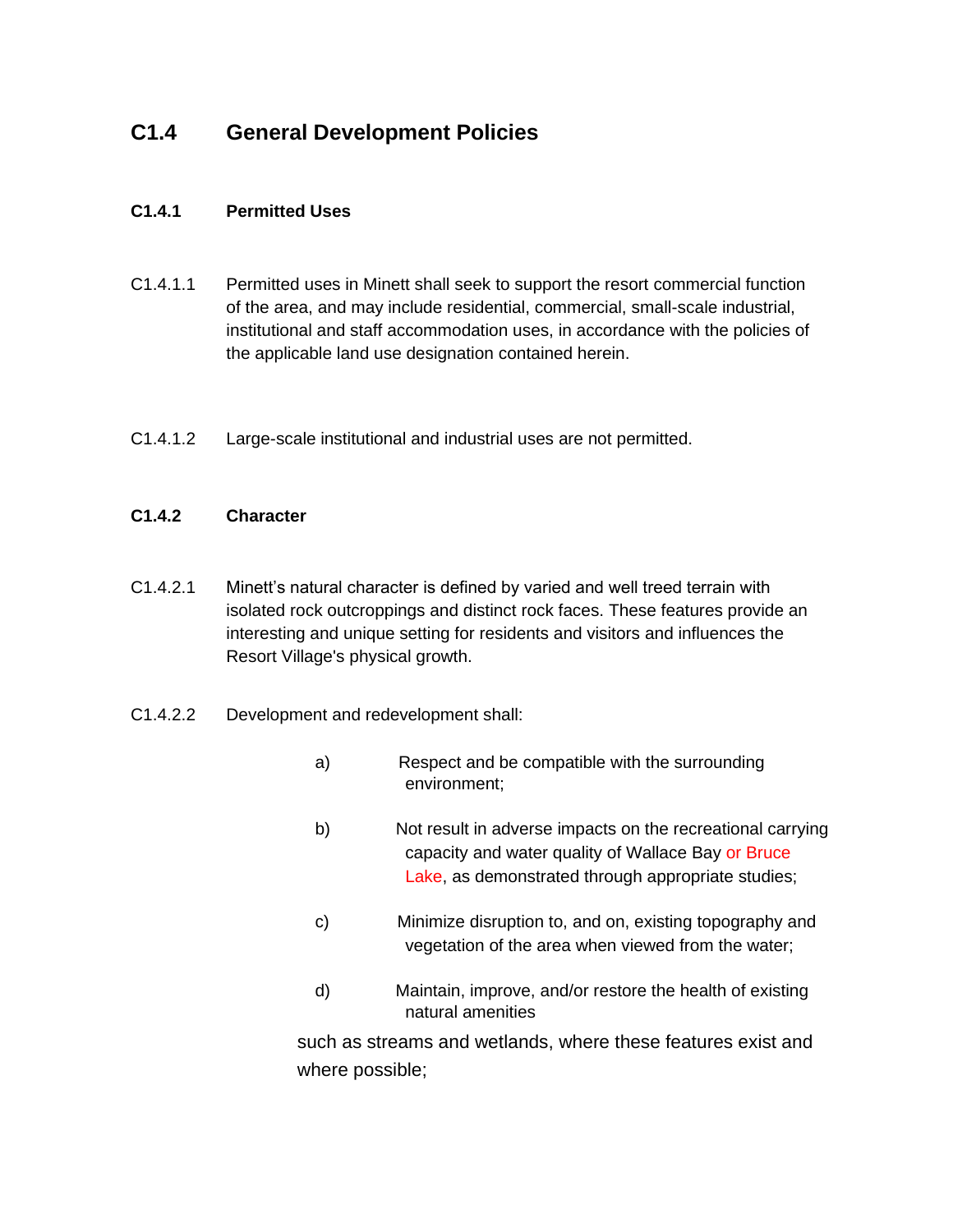## C1.4 General Development Policies

### C1.4.1 Permitted Uses

C1.4.1.1 Permitted uses in Minett shall seek to support the resort commercial function of the area, and may include residential, commercial, small-scale industrial, institutional and staff accommodation uses, in accordance with the policies of the applicable land use designation contained herein.

C1.4.1.2 Large-scale institutional and industrial uses are not permitted.

### C1.4.2 Character

C1.4.2.1 Minett's natural character is defined by varied and well treed terrain with isolated rock outcroppings and distinct rock faces. These features provide an interesting and unique setting for residents and visitors and influences the Resort Village's physical growth.

C1.4.2.2 Development and redevelopment shall:

a) Respect and be compatible with the surrounding environment;

b) Not result in adverse impacts on the recreational carrying capacity and water quality of Wallace Bay or Bruce Lake, as demonstrated through appropriate studies;

c) Minimize disruption to, and on, existing topography and vegetation of the area when viewed from the water;

d) Maintain, improve, and/or restore the health of existing natural amenities such as streams and wetlands, where these features exist and where possible;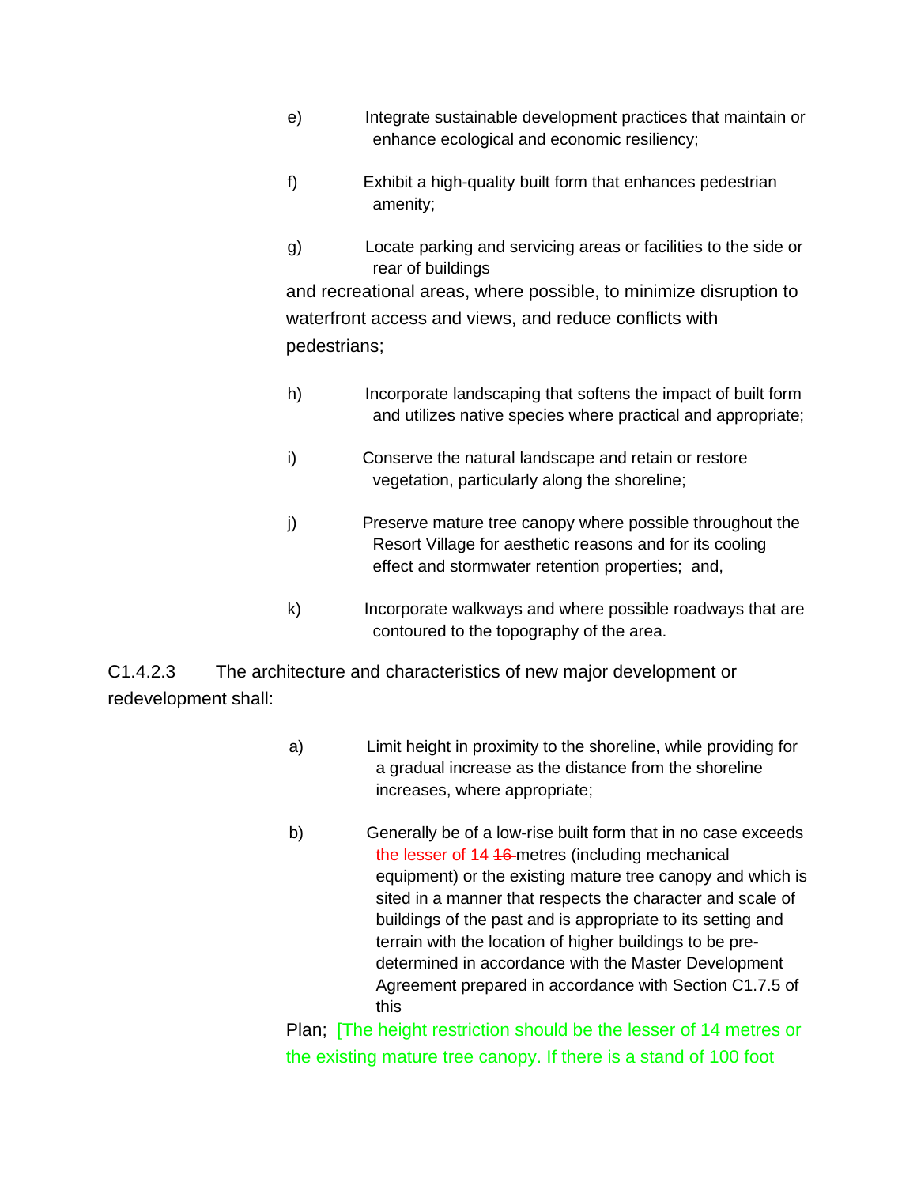e) Integrate sustainable development practices that maintain or enhance ecological and economic resiliency;

f) Exhibit a high-quality built form that enhances pedestrian amenity;

g) Locate parking and servicing areas or facilities to the side or rear of buildings and recreational areas, where possible, to minimize disruption to waterfront access and views, and reduce conflicts with pedestrians;

h) Incorporate landscaping that softens the impact of built form and utilizes native species where practical and appropriate;

i) Conserve the natural landscape and retain or restore vegetation, particularly along the shoreline;

j) Preserve mature tree canopy where possible throughout the Resort Village for aesthetic reasons and for its cooling effect and stormwater retention properties; and,

k) Incorporate walkways and where possible roadways that are contoured to the topography of the area.

C1.4.2.3 The architecture and characteristics of new major development or redevelopment shall:

a) Limit height in proximity to the shoreline, while providing for a gradual increase as the distance from the shoreline increases, where appropriate;

b) Generally be of a low-rise built form that in no case exceeds the lesser of 14 ~~16~~ metres (including mechanical equipment) or the existing mature tree canopy and which is sited in a manner that respects the character and scale of buildings of the past and is appropriate to its setting and terrain with the location of higher buildings to be pre-determined in accordance with the Master Development Agreement prepared in accordance with Section C1.7.5 of this Plan; [The height restriction should be the lesser of 14 metres or the existing mature tree canopy. If there is a stand of 100 foot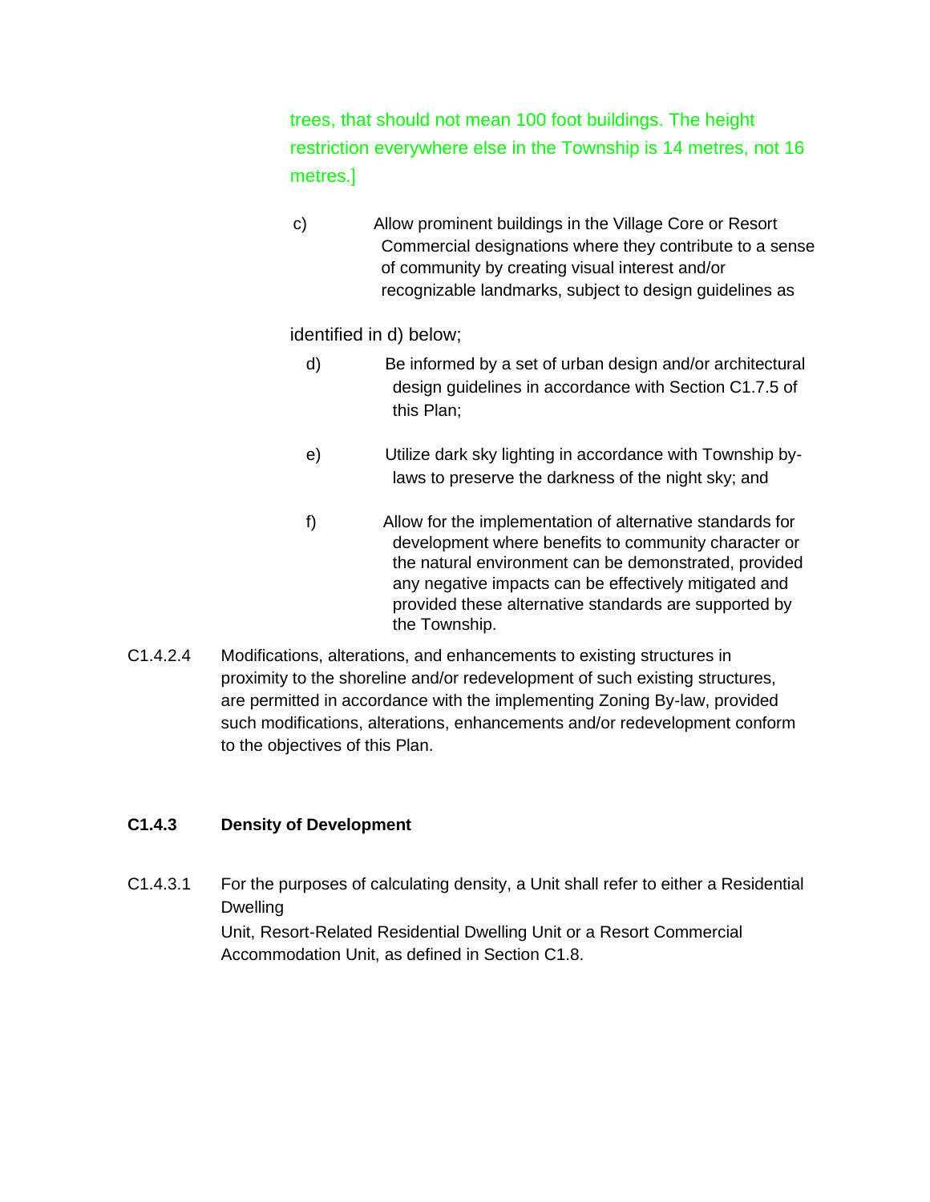trees, that should not mean 100 foot buildings. The height restriction everywhere else in the Township is 14 metres, not 16 metres.]

c) Allow prominent buildings in the Village Core or Resort Commercial designations where they contribute to a sense of community by creating visual interest and/or recognizable landmarks, subject to design guidelines as identified in d) below;

d) Be informed by a set of urban design and/or architectural design guidelines in accordance with Section C1.7.5 of this Plan;

e) Utilize dark sky lighting in accordance with Township by-laws to preserve the darkness of the night sky; and

f) Allow for the implementation of alternative standards for development where benefits to community character or the natural environment can be demonstrated, provided any negative impacts can be effectively mitigated and provided these alternative standards are supported by the Township.

C1.4.2.4 Modifications, alterations, and enhancements to existing structures in proximity to the shoreline and/or redevelopment of such existing structures, are permitted in accordance with the implementing Zoning By-law, provided such modifications, alterations, enhancements and/or redevelopment conform to the objectives of this Plan.

### C1.4.3 Density of Development

C1.4.3.1 For the purposes of calculating density, a Unit shall refer to either a Residential Dwelling Unit, Resort-Related Residential Dwelling Unit or a Resort Commercial Accommodation Unit, as defined in Section C1.8.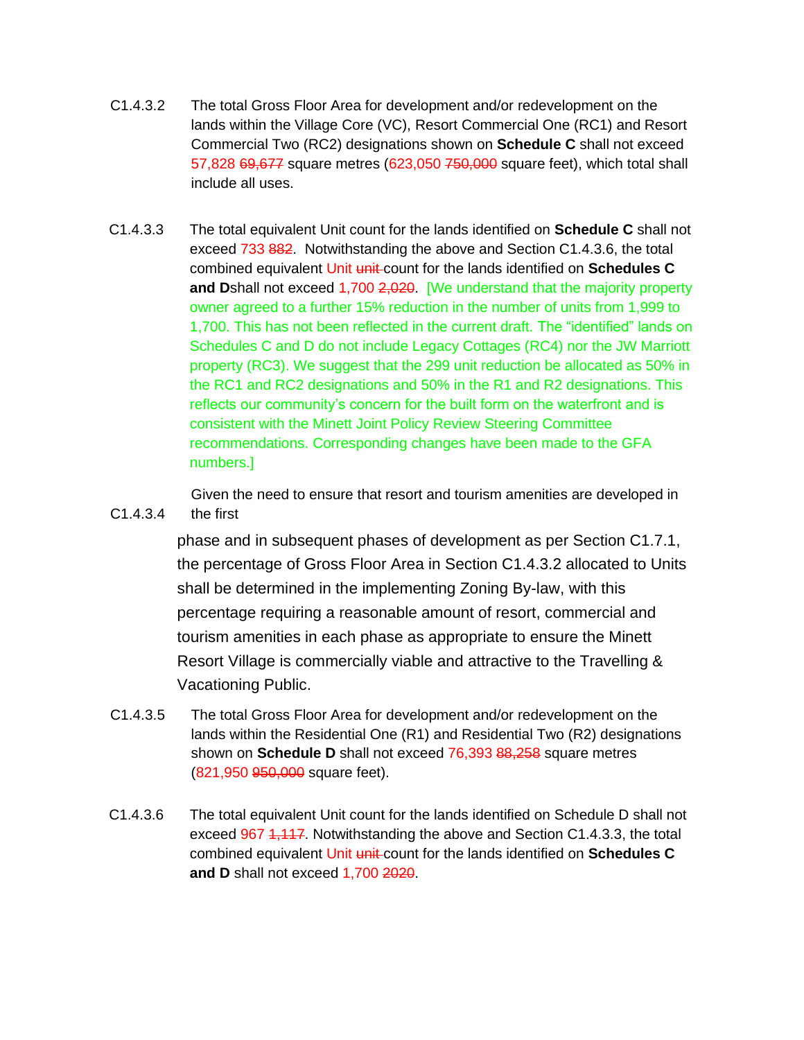C1.4.3.2 The total Gross Floor Area for development and/or redevelopment on the lands within the Village Core (VC), Resort Commercial One (RC1) and Resort Commercial Two (RC2) designations shown on **Schedule C** shall not exceed 57,828 ~~69,677~~ square metres (623,050 ~~750,000~~ square feet), which total shall include all uses.

C1.4.3.3 The total equivalent Unit count for the lands identified on **Schedule C** shall not exceed 733 ~~882~~. Notwithstanding the above and Section C1.4.3.6, the total combined equivalent Unit ~~unit~~ count for the lands identified on **Schedules C and D** shall not exceed 1,700 ~~2,020~~. [We understand that the majority property owner agreed to a further 15% reduction in the number of units from 1,999 to 1,700. This has not been reflected in the current draft. The "identified" lands on Schedules C and D do not include Legacy Cottages (RC4) nor the JW Marriott property (RC3). We suggest that the 299 unit reduction be allocated as 50% in the RC1 and RC2 designations and 50% in the R1 and R2 designations. This reflects our community's concern for the built form on the waterfront and is consistent with the Minett Joint Policy Review Steering Committee recommendations. Corresponding changes have been made to the GFA numbers.]

C1.4.3.4 Given the need to ensure that resort and tourism amenities are developed in the first phase and in subsequent phases of development as per Section C1.7.1, the percentage of Gross Floor Area in Section C1.4.3.2 allocated to Units shall be determined in the implementing Zoning By-law, with this percentage requiring a reasonable amount of resort, commercial and tourism amenities in each phase as appropriate to ensure the Minett Resort Village is commercially viable and attractive to the Travelling & Vacationing Public.

C1.4.3.5 The total Gross Floor Area for development and/or redevelopment on the lands within the Residential One (R1) and Residential Two (R2) designations shown on **Schedule D** shall not exceed 76,393 ~~88,258~~ square metres (821,950 ~~950,000~~ square feet).

C1.4.3.6 The total equivalent Unit count for the lands identified on Schedule D shall not exceed 967 ~~1,117~~. Notwithstanding the above and Section C1.4.3.3, the total combined equivalent Unit ~~unit~~ count for the lands identified on **Schedules C and D** shall not exceed 1,700 ~~2020~~.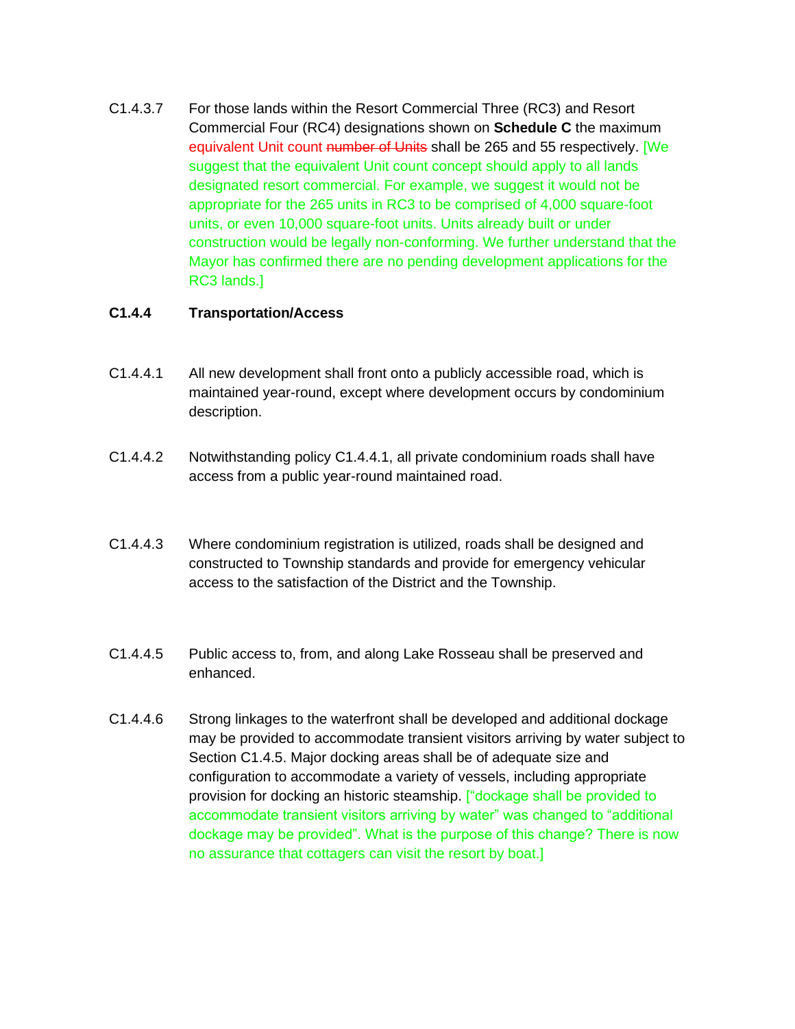C1.4.3.7 For those lands within the Resort Commercial Three (RC3) and Resort Commercial Four (RC4) designations shown on **Schedule C** the maximum equivalent Unit count ~~number of Units~~ shall be 265 and 55 respectively. [We suggest that the equivalent Unit count concept should apply to all lands designated resort commercial. For example, we suggest it would not be appropriate for the 265 units in RC3 to be comprised of 4,000 square-foot units, or even 10,000 square-foot units. Units already built or under construction would be legally non-conforming. We further understand that the Mayor has confirmed there are no pending development applications for the RC3 lands.]

**C1.4.4 Transportation/Access**

C1.4.4.1 All new development shall front onto a publicly accessible road, which is maintained year-round, except where development occurs by condominium description.

C1.4.4.2 Notwithstanding policy C1.4.4.1, all private condominium roads shall have access from a public year-round maintained road.

C1.4.4.3 Where condominium registration is utilized, roads shall be designed and constructed to Township standards and provide for emergency vehicular access to the satisfaction of the District and the Township.

C1.4.4.5 Public access to, from, and along Lake Rosseau shall be preserved and enhanced.

C1.4.4.6 Strong linkages to the waterfront shall be developed and additional dockage may be provided to accommodate transient visitors arriving by water subject to Section C1.4.5. Major docking areas shall be of adequate size and configuration to accommodate a variety of vessels, including appropriate provision for docking an historic steamship. ["dockage shall be provided to accommodate transient visitors arriving by water" was changed to "additional dockage may be provided". What is the purpose of this change? There is now no assurance that cottagers can visit the resort by boat.]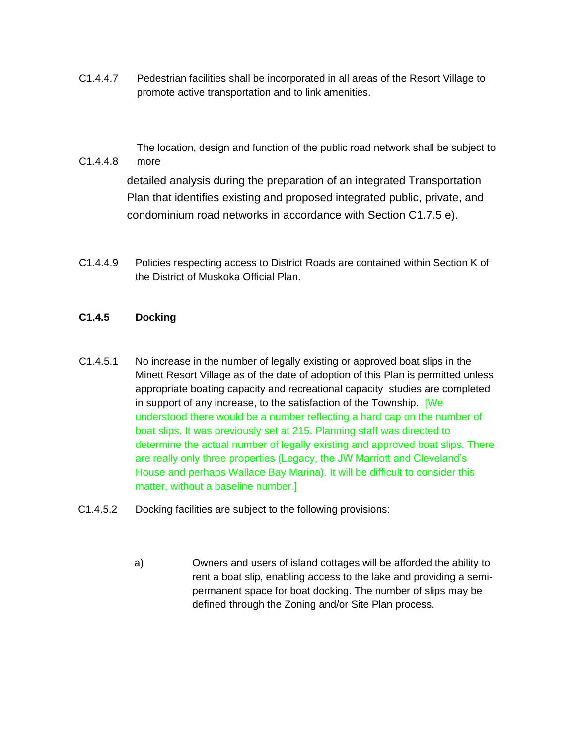C1.4.4.7 Pedestrian facilities shall be incorporated in all areas of the Resort Village to promote active transportation and to link amenities.

C1.4.4.8 The location, design and function of the public road network shall be subject to more detailed analysis during the preparation of an integrated Transportation Plan that identifies existing and proposed integrated public, private, and condominium road networks in accordance with Section C1.7.5 e).

C1.4.4.9 Policies respecting access to District Roads are contained within Section K of the District of Muskoka Official Plan.

**C1.4.5 Docking**

C1.4.5.1 No increase in the number of legally existing or approved boat slips in the Minett Resort Village as of the date of adoption of this Plan is permitted unless appropriate boating capacity and recreational capacity studies are completed in support of any increase, to the satisfaction of the Township. [We understood there would be a number reflecting a hard cap on the number of boat slips. It was previously set at 215. Planning staff was directed to determine the actual number of legally existing and approved boat slips. There are really only three properties (Legacy, the JW Marriott and Cleveland's House and perhaps Wallace Bay Marina). It will be difficult to consider this matter, without a baseline number.]

C1.4.5.2 Docking facilities are subject to the following provisions:

a) Owners and users of island cottages will be afforded the ability to rent a boat slip, enabling access to the lake and providing a semi-permanent space for boat docking. The number of slips may be defined through the Zoning and/or Site Plan process.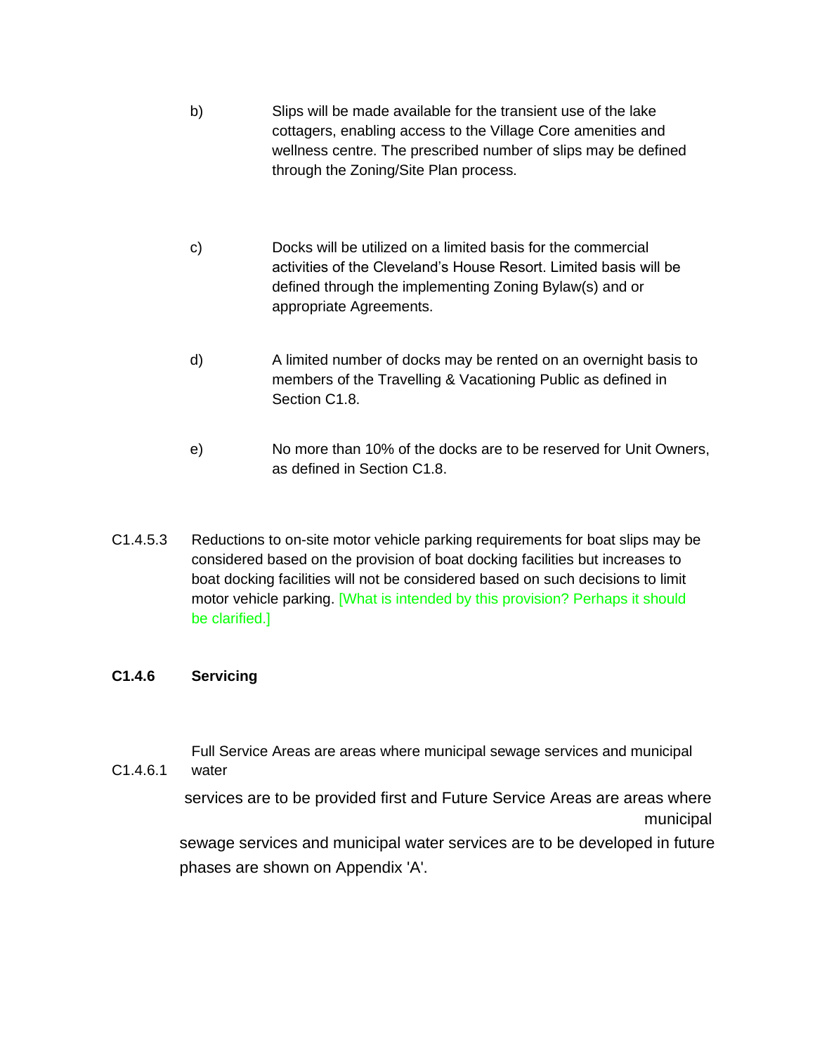b) Slips will be made available for the transient use of the lake cottagers, enabling access to the Village Core amenities and wellness centre. The prescribed number of slips may be defined through the Zoning/Site Plan process.

c) Docks will be utilized on a limited basis for the commercial activities of the Cleveland's House Resort. Limited basis will be defined through the implementing Zoning Bylaw(s) and or appropriate Agreements.

d) A limited number of docks may be rented on an overnight basis to members of the Travelling & Vacationing Public as defined in Section C1.8.

e) No more than 10% of the docks are to be reserved for Unit Owners, as defined in Section C1.8.

C1.4.5.3 Reductions to on-site motor vehicle parking requirements for boat slips may be considered based on the provision of boat docking facilities but increases to boat docking facilities will not be considered based on such decisions to limit motor vehicle parking. [What is intended by this provision? Perhaps it should be clarified.]

**C1.4.6 Servicing**

C1.4.6.1 Full Service Areas are areas where municipal sewage services and municipal water services are to be provided first and Future Service Areas are areas where municipal sewage services and municipal water services are to be developed in future phases are shown on Appendix 'A'.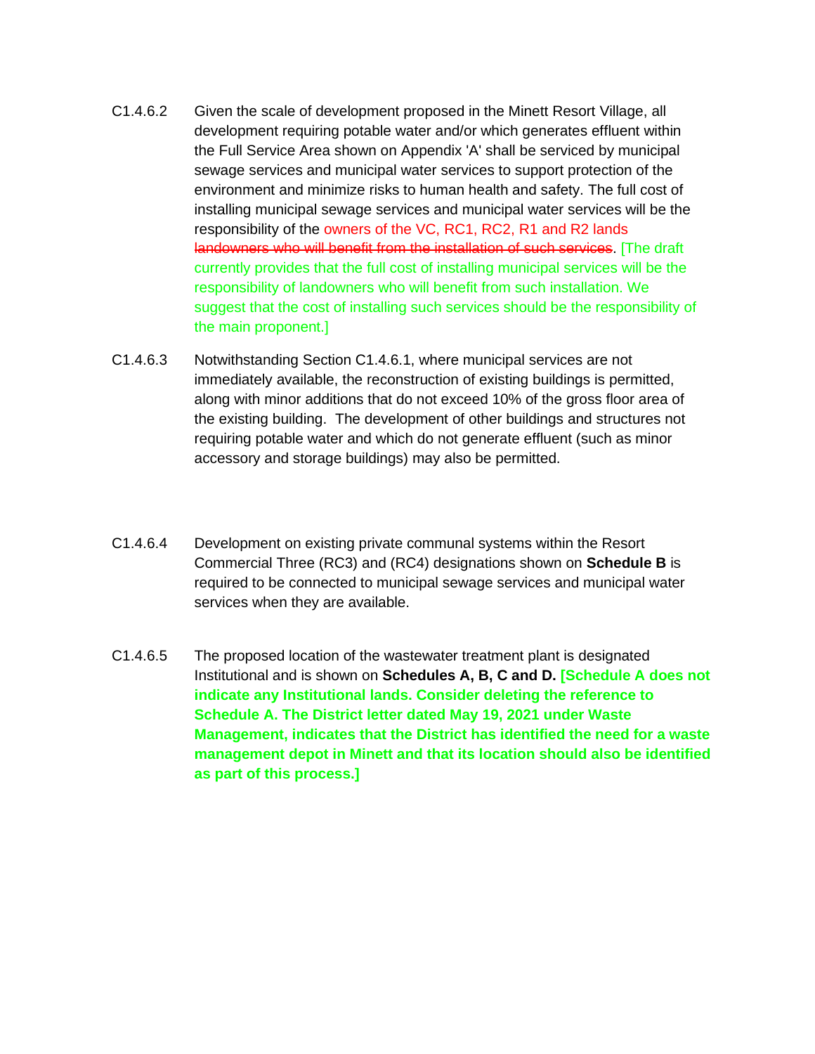C1.4.6.2 Given the scale of development proposed in the Minett Resort Village, all development requiring potable water and/or which generates effluent within the Full Service Area shown on Appendix 'A' shall be serviced by municipal sewage services and municipal water services to support protection of the environment and minimize risks to human health and safety. The full cost of installing municipal sewage services and municipal water services will be the responsibility of the owners of the VC, RC1, RC2, R1 and R2 lands ~~landowners who will benefit from the installation of such services~~. [The draft currently provides that the full cost of installing municipal services will be the responsibility of landowners who will benefit from such installation. We suggest that the cost of installing such services should be the responsibility of the main proponent.]

C1.4.6.3 Notwithstanding Section C1.4.6.1, where municipal services are not immediately available, the reconstruction of existing buildings is permitted, along with minor additions that do not exceed 10% of the gross floor area of the existing building. The development of other buildings and structures not requiring potable water and which do not generate effluent (such as minor accessory and storage buildings) may also be permitted.

C1.4.6.4 Development on existing private communal systems within the Resort Commercial Three (RC3) and (RC4) designations shown on **Schedule B** is required to be connected to municipal sewage services and municipal water services when they are available.

C1.4.6.5 The proposed location of the wastewater treatment plant is designated Institutional and is shown on **Schedules A, B, C and D.** **[Schedule A does not indicate any Institutional lands. Consider deleting the reference to Schedule A. The District letter dated May 19, 2021 under Waste Management, indicates that the District has identified the need for a waste management depot in Minett and that its location should also be identified as part of this process.]**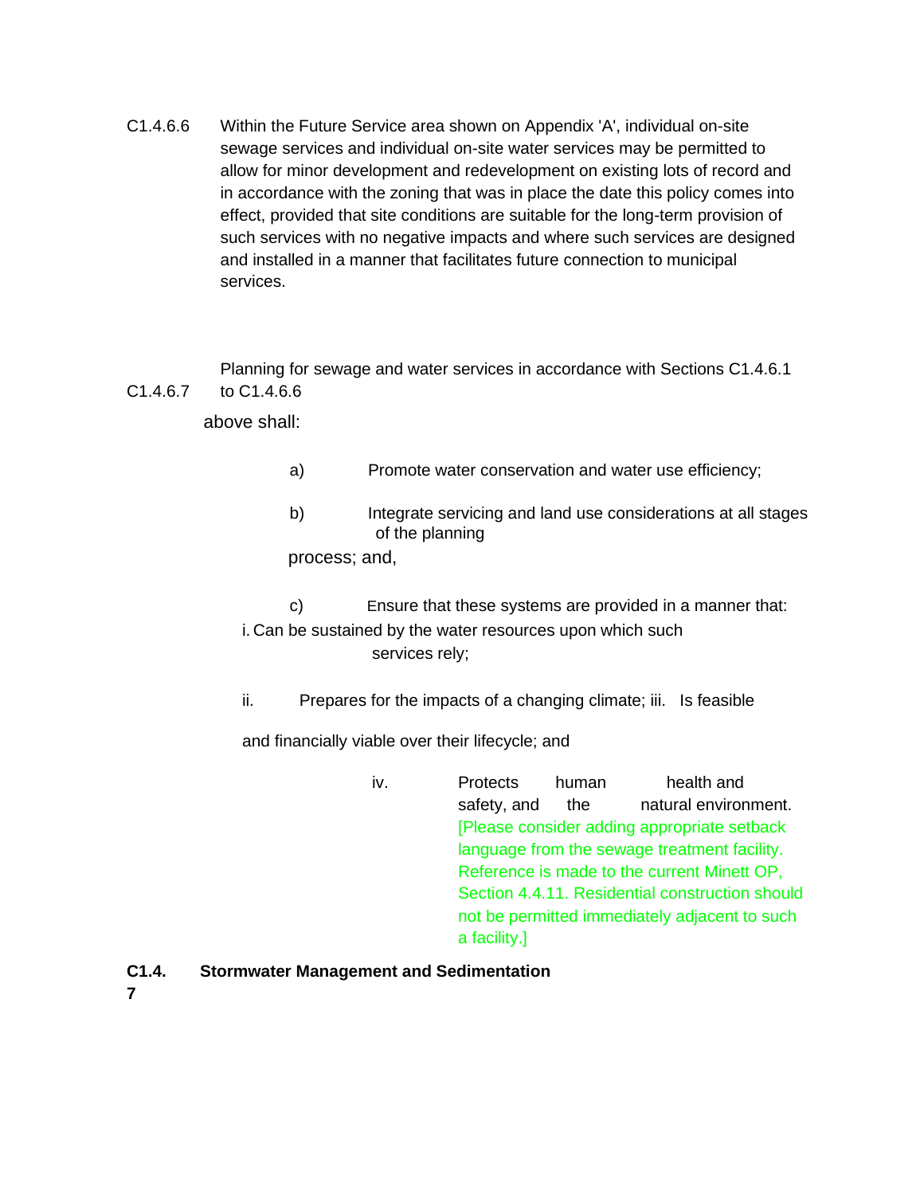C1.4.6.6 Within the Future Service area shown on Appendix 'A', individual on-site sewage services and individual on-site water services may be permitted to allow for minor development and redevelopment on existing lots of record and in accordance with the zoning that was in place the date this policy comes into effect, provided that site conditions are suitable for the long-term provision of such services with no negative impacts and where such services are designed and installed in a manner that facilitates future connection to municipal services.

C1.4.6.7 Planning for sewage and water services in accordance with Sections C1.4.6.1 to C1.4.6.6 above shall:

a) Promote water conservation and water use efficiency;

b) Integrate servicing and land use considerations at all stages of the planning process; and,

c) Ensure that these systems are provided in a manner that:

i. Can be sustained by the water resources upon which such services rely;

ii. Prepares for the impacts of a changing climate;

iii. Is feasible and financially viable over their lifecycle; and

iv. Protects human health and safety, and the natural environment. [Please consider adding appropriate setback language from the sewage treatment facility. Reference is made to the current Minett OP, Section 4.4.11. Residential construction should not be permitted immediately adjacent to such a facility.]

**C1.4.7 Stormwater Management and Sedimentation**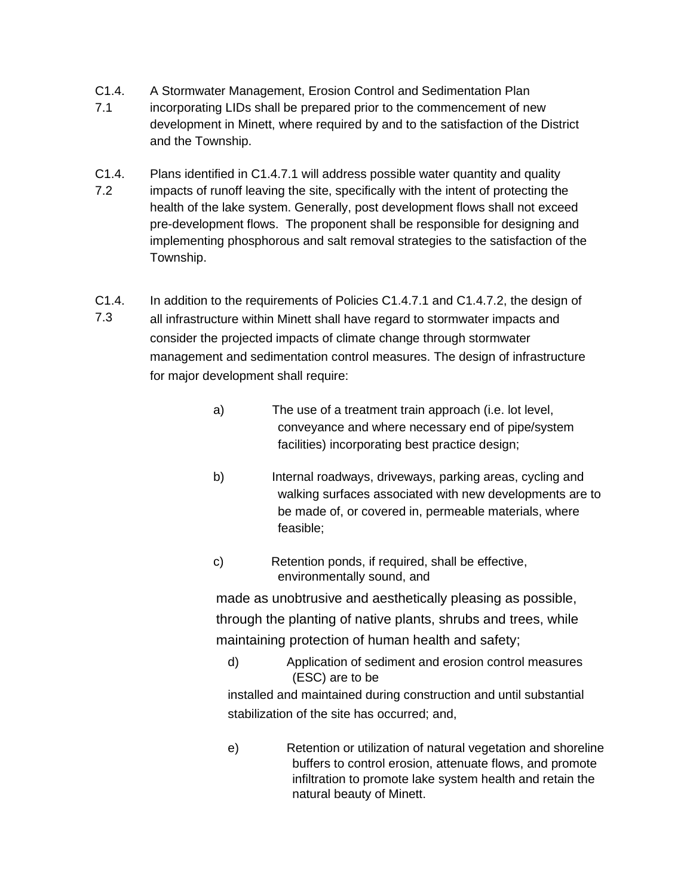C1.4.7.1 A Stormwater Management, Erosion Control and Sedimentation Plan incorporating LIDs shall be prepared prior to the commencement of new development in Minett, where required by and to the satisfaction of the District and the Township.

C1.4.7.2 Plans identified in C1.4.7.1 will address possible water quantity and quality impacts of runoff leaving the site, specifically with the intent of protecting the health of the lake system. Generally, post development flows shall not exceed pre-development flows. The proponent shall be responsible for designing and implementing phosphorous and salt removal strategies to the satisfaction of the Township.

C1.4.7.3 In addition to the requirements of Policies C1.4.7.1 and C1.4.7.2, the design of all infrastructure within Minett shall have regard to stormwater impacts and consider the projected impacts of climate change through stormwater management and sedimentation control measures. The design of infrastructure for major development shall require:

a) The use of a treatment train approach (i.e. lot level, conveyance and where necessary end of pipe/system facilities) incorporating best practice design;

b) Internal roadways, driveways, parking areas, cycling and walking surfaces associated with new developments are to be made of, or covered in, permeable materials, where feasible;

c) Retention ponds, if required, shall be effective, environmentally sound, and made as unobtrusive and aesthetically pleasing as possible, through the planting of native plants, shrubs and trees, while maintaining protection of human health and safety;

d) Application of sediment and erosion control measures (ESC) are to be installed and maintained during construction and until substantial stabilization of the site has occurred; and,

e) Retention or utilization of natural vegetation and shoreline buffers to control erosion, attenuate flows, and promote infiltration to promote lake system health and retain the natural beauty of Minett.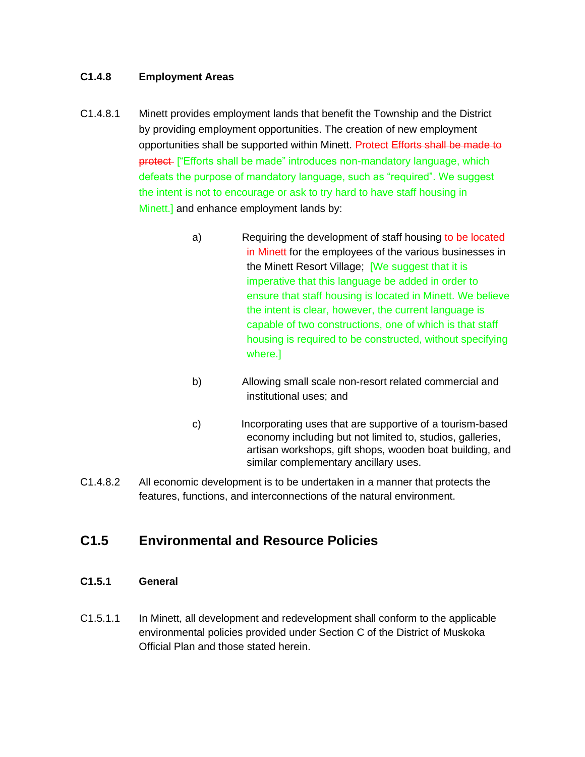### C1.4.8 Employment Areas

C1.4.8.1 Minett provides employment lands that benefit the Township and the District by providing employment opportunities. The creation of new employment opportunities shall be supported within Minett. Protect ~~Efforts shall be made to protect~~ ["Efforts shall be made" introduces non-mandatory language, which defeats the purpose of mandatory language, such as "required". We suggest the intent is not to encourage or ask to try hard to have staff housing in Minett.] and enhance employment lands by:

a) Requiring the development of staff housing to be located in Minett for the employees of the various businesses in the Minett Resort Village; [We suggest that it is imperative that this language be added in order to ensure that staff housing is located in Minett. We believe the intent is clear, however, the current language is capable of two constructions, one of which is that staff housing is required to be constructed, without specifying where.]

b) Allowing small scale non-resort related commercial and institutional uses; and

c) Incorporating uses that are supportive of a tourism-based economy including but not limited to, studios, galleries, artisan workshops, gift shops, wooden boat building, and similar complementary ancillary uses.

C1.4.8.2 All economic development is to be undertaken in a manner that protects the features, functions, and interconnections of the natural environment.

## C1.5 Environmental and Resource Policies

### C1.5.1 General

C1.5.1.1 In Minett, all development and redevelopment shall conform to the applicable environmental policies provided under Section C of the District of Muskoka Official Plan and those stated herein.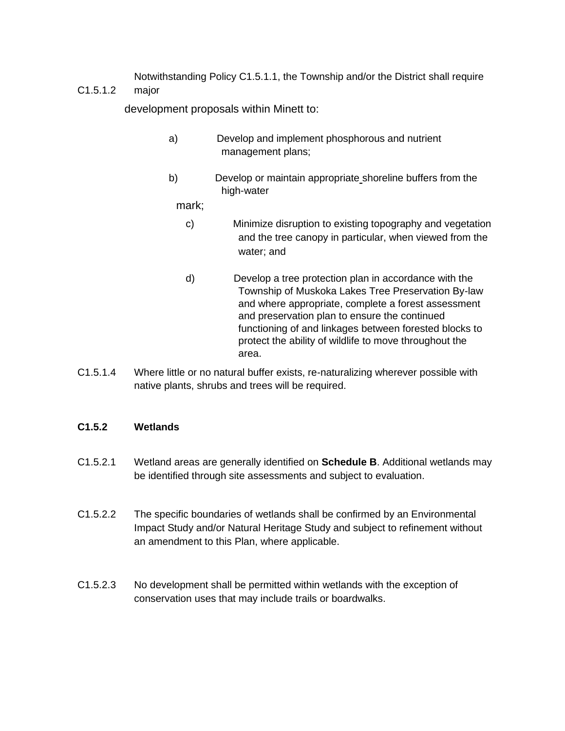C1.5.1.2 Notwithstanding Policy C1.5.1.1, the Township and/or the District shall require major development proposals within Minett to:

a) Develop and implement phosphorous and nutrient management plans;

b) Develop or maintain appropriate shoreline buffers from the high-water mark;

c) Minimize disruption to existing topography and vegetation and the tree canopy in particular, when viewed from the water; and

d) Develop a tree protection plan in accordance with the Township of Muskoka Lakes Tree Preservation By-law and where appropriate, complete a forest assessment and preservation plan to ensure the continued functioning of and linkages between forested blocks to protect the ability of wildlife to move throughout the area.

C1.5.1.4 Where little or no natural buffer exists, re-naturalizing wherever possible with native plants, shrubs and trees will be required.

### C1.5.2 Wetlands

C1.5.2.1 Wetland areas are generally identified on **Schedule B**. Additional wetlands may be identified through site assessments and subject to evaluation.

C1.5.2.2 The specific boundaries of wetlands shall be confirmed by an Environmental Impact Study and/or Natural Heritage Study and subject to refinement without an amendment to this Plan, where applicable.

C1.5.2.3 No development shall be permitted within wetlands with the exception of conservation uses that may include trails or boardwalks.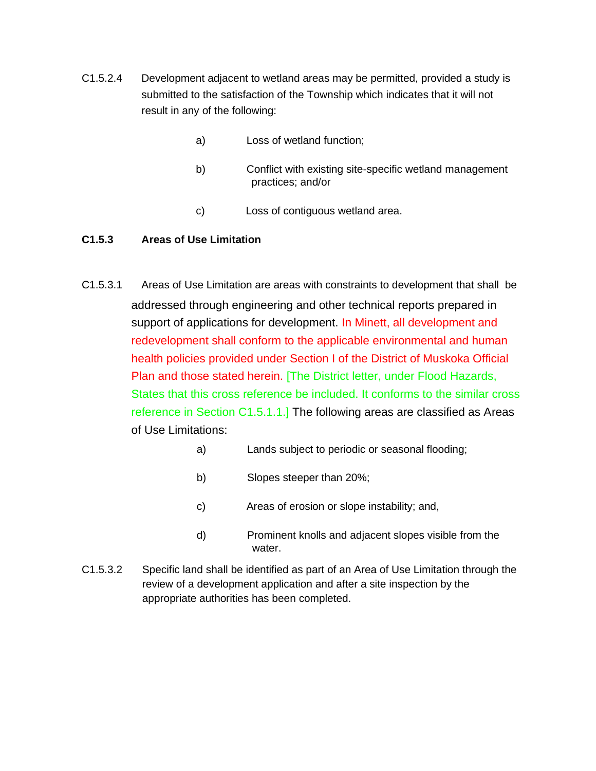C1.5.2.4 Development adjacent to wetland areas may be permitted, provided a study is submitted to the satisfaction of the Township which indicates that it will not result in any of the following:

a) Loss of wetland function;

b) Conflict with existing site-specific wetland management practices; and/or

c) Loss of contiguous wetland area.

**C1.5.3 Areas of Use Limitation**

C1.5.3.1 Areas of Use Limitation are areas with constraints to development that shall be addressed through engineering and other technical reports prepared in support of applications for development. In Minett, all development and redevelopment shall conform to the applicable environmental and human health policies provided under Section I of the District of Muskoka Official Plan and those stated herein. [The District letter, under Flood Hazards, States that this cross reference be included. It conforms to the similar cross reference in Section C1.5.1.1.] The following areas are classified as Areas of Use Limitations:

a) Lands subject to periodic or seasonal flooding;

b) Slopes steeper than 20%;

c) Areas of erosion or slope instability; and,

d) Prominent knolls and adjacent slopes visible from the water.

C1.5.3.2 Specific land shall be identified as part of an Area of Use Limitation through the review of a development application and after a site inspection by the appropriate authorities has been completed.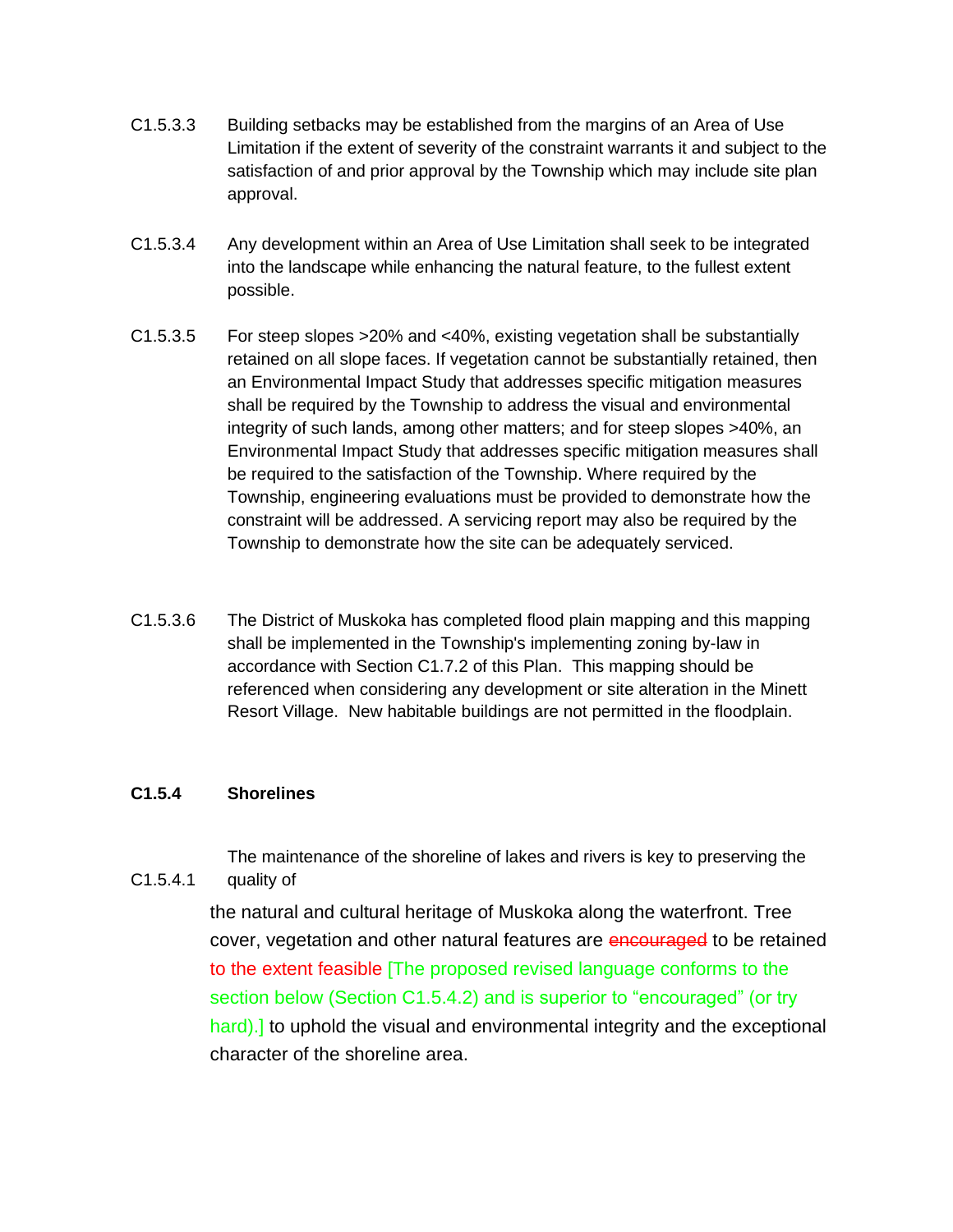C1.5.3.3 Building setbacks may be established from the margins of an Area of Use Limitation if the extent of severity of the constraint warrants it and subject to the satisfaction of and prior approval by the Township which may include site plan approval.

C1.5.3.4 Any development within an Area of Use Limitation shall seek to be integrated into the landscape while enhancing the natural feature, to the fullest extent possible.

C1.5.3.5 For steep slopes >20% and <40%, existing vegetation shall be substantially retained on all slope faces. If vegetation cannot be substantially retained, then an Environmental Impact Study that addresses specific mitigation measures shall be required by the Township to address the visual and environmental integrity of such lands, among other matters; and for steep slopes >40%, an Environmental Impact Study that addresses specific mitigation measures shall be required to the satisfaction of the Township. Where required by the Township, engineering evaluations must be provided to demonstrate how the constraint will be addressed. A servicing report may also be required by the Township to demonstrate how the site can be adequately serviced.

C1.5.3.6 The District of Muskoka has completed flood plain mapping and this mapping shall be implemented in the Township's implementing zoning by-law in accordance with Section C1.7.2 of this Plan. This mapping should be referenced when considering any development or site alteration in the Minett Resort Village. New habitable buildings are not permitted in the floodplain.

**C1.5.4 Shorelines**

C1.5.4.1 The maintenance of the shoreline of lakes and rivers is key to preserving the quality of the natural and cultural heritage of Muskoka along the waterfront. Tree cover, vegetation and other natural features are ~~encouraged~~ to be retained to the extent feasible [The proposed revised language conforms to the section below (Section C1.5.4.2) and is superior to "encouraged" (or try hard).] to uphold the visual and environmental integrity and the exceptional character of the shoreline area.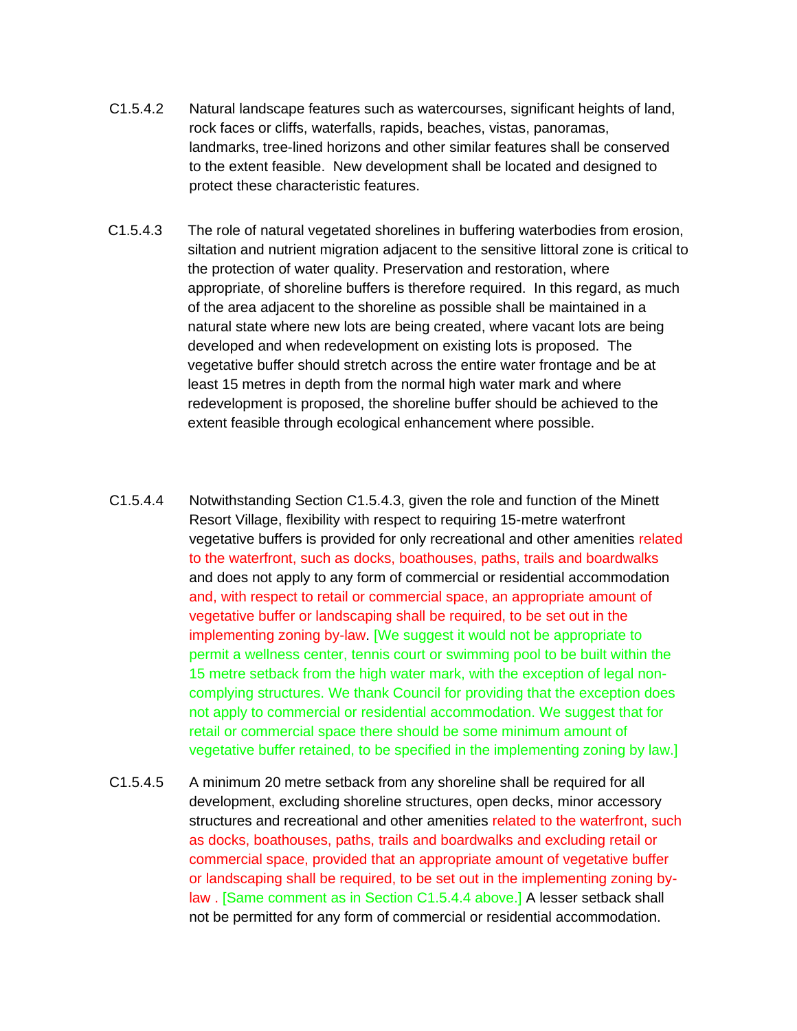C1.5.4.2 Natural landscape features such as watercourses, significant heights of land, rock faces or cliffs, waterfalls, rapids, beaches, vistas, panoramas, landmarks, tree-lined horizons and other similar features shall be conserved to the extent feasible. New development shall be located and designed to protect these characteristic features.

C1.5.4.3 The role of natural vegetated shorelines in buffering waterbodies from erosion, siltation and nutrient migration adjacent to the sensitive littoral zone is critical to the protection of water quality. Preservation and restoration, where appropriate, of shoreline buffers is therefore required. In this regard, as much of the area adjacent to the shoreline as possible shall be maintained in a natural state where new lots are being created, where vacant lots are being developed and when redevelopment on existing lots is proposed. The vegetative buffer should stretch across the entire water frontage and be at least 15 metres in depth from the normal high water mark and where redevelopment is proposed, the shoreline buffer should be achieved to the extent feasible through ecological enhancement where possible.

C1.5.4.4 Notwithstanding Section C1.5.4.3, given the role and function of the Minett Resort Village, flexibility with respect to requiring 15-metre waterfront vegetative buffers is provided for only recreational and other amenities related to the waterfront, such as docks, boathouses, paths, trails and boardwalks and does not apply to any form of commercial or residential accommodation and, with respect to retail or commercial space, an appropriate amount of vegetative buffer or landscaping shall be required, to be set out in the implementing zoning by-law. [We suggest it would not be appropriate to permit a wellness center, tennis court or swimming pool to be built within the 15 metre setback from the high water mark, with the exception of legal non-complying structures. We thank Council for providing that the exception does not apply to commercial or residential accommodation. We suggest that for retail or commercial space there should be some minimum amount of vegetative buffer retained, to be specified in the implementing zoning by law.]

C1.5.4.5 A minimum 20 metre setback from any shoreline shall be required for all development, excluding shoreline structures, open decks, minor accessory structures and recreational and other amenities related to the waterfront, such as docks, boathouses, paths, trails and boardwalks and excluding retail or commercial space, provided that an appropriate amount of vegetative buffer or landscaping shall be required, to be set out in the implementing zoning by-law . [Same comment as in Section C1.5.4.4 above.] A lesser setback shall not be permitted for any form of commercial or residential accommodation.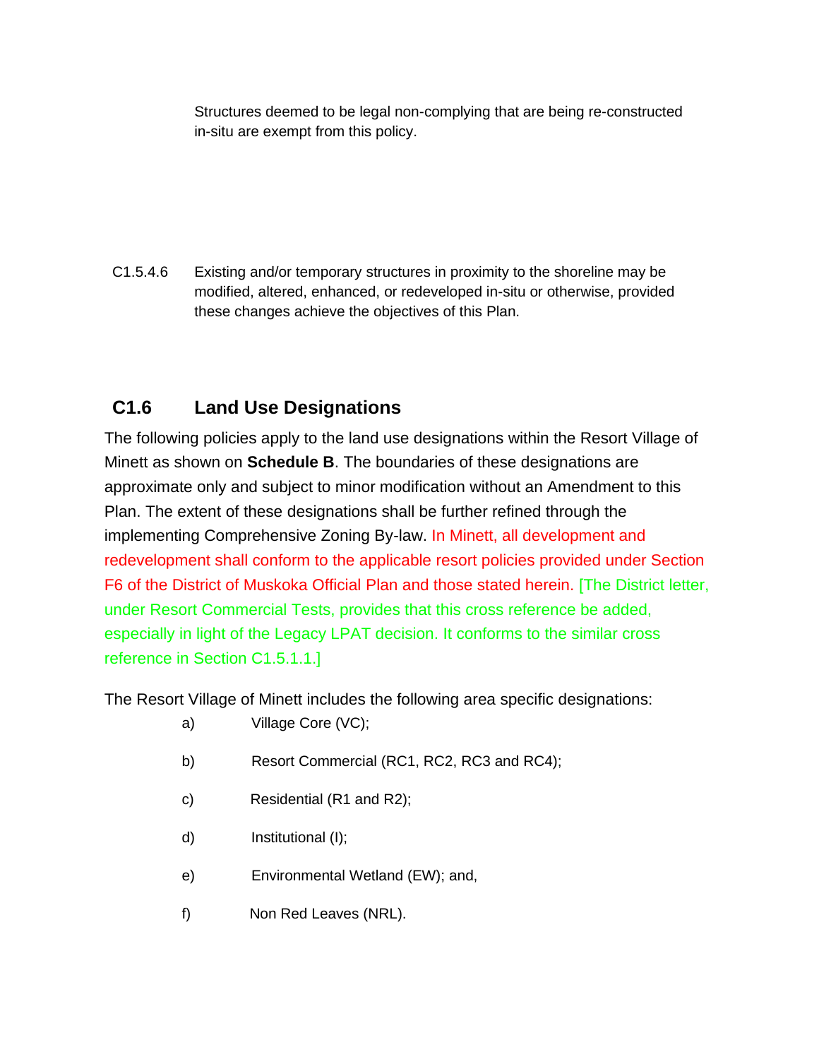Structures deemed to be legal non-complying that are being re-constructed in-situ are exempt from this policy.

C1.5.4.6 Existing and/or temporary structures in proximity to the shoreline may be modified, altered, enhanced, or redeveloped in-situ or otherwise, provided these changes achieve the objectives of this Plan.

## C1.6 Land Use Designations

The following policies apply to the land use designations within the Resort Village of Minett as shown on **Schedule B**. The boundaries of these designations are approximate only and subject to minor modification without an Amendment to this Plan. The extent of these designations shall be further refined through the implementing Comprehensive Zoning By-law. In Minett, all development and redevelopment shall conform to the applicable resort policies provided under Section F6 of the District of Muskoka Official Plan and those stated herein. [The District letter, under Resort Commercial Tests, provides that this cross reference be added, especially in light of the Legacy LPAT decision. It conforms to the similar cross reference in Section C1.5.1.1.]

The Resort Village of Minett includes the following area specific designations:

a) Village Core (VC);

b) Resort Commercial (RC1, RC2, RC3 and RC4);

c) Residential (R1 and R2);

d) Institutional (I);

e) Environmental Wetland (EW); and,

f) Non Red Leaves (NRL).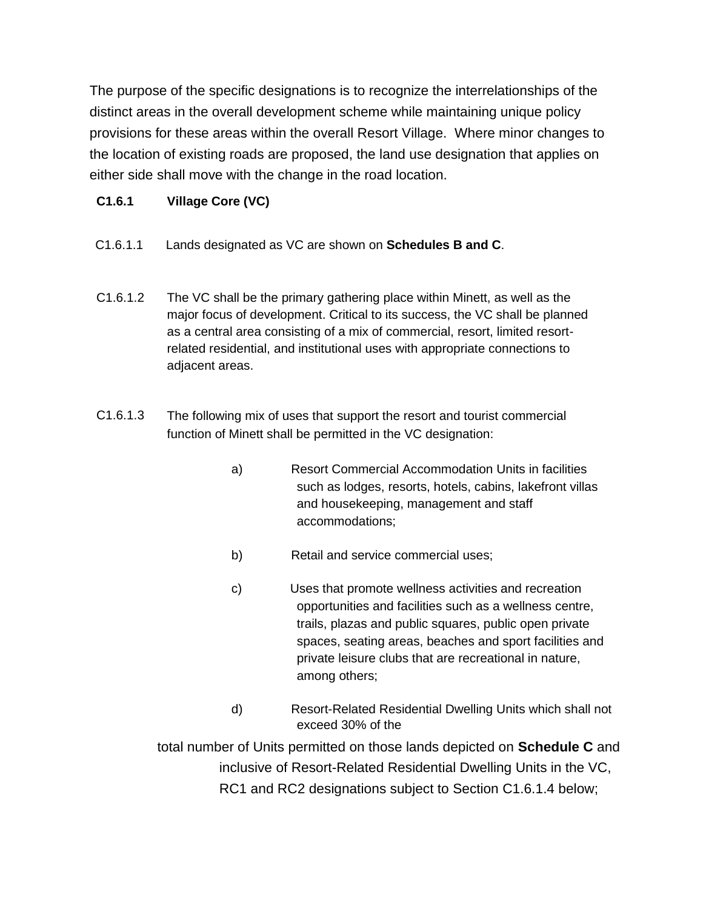The purpose of the specific designations is to recognize the interrelationships of the distinct areas in the overall development scheme while maintaining unique policy provisions for these areas within the overall Resort Village. Where minor changes to the location of existing roads are proposed, the land use designation that applies on either side shall move with the change in the road location.

### C1.6.1 Village Core (VC)

C1.6.1.1 Lands designated as VC are shown on **Schedules B and C**.

C1.6.1.2 The VC shall be the primary gathering place within Minett, as well as the major focus of development. Critical to its success, the VC shall be planned as a central area consisting of a mix of commercial, resort, limited resort-related residential, and institutional uses with appropriate connections to adjacent areas.

C1.6.1.3 The following mix of uses that support the resort and tourist commercial function of Minett shall be permitted in the VC designation:

a) Resort Commercial Accommodation Units in facilities such as lodges, resorts, hotels, cabins, lakefront villas and housekeeping, management and staff accommodations;

b) Retail and service commercial uses;

c) Uses that promote wellness activities and recreation opportunities and facilities such as a wellness centre, trails, plazas and public squares, public open private spaces, seating areas, beaches and sport facilities and private leisure clubs that are recreational in nature, among others;

d) Resort-Related Residential Dwelling Units which shall not exceed 30% of the total number of Units permitted on those lands depicted on **Schedule C** and inclusive of Resort-Related Residential Dwelling Units in the VC, RC1 and RC2 designations subject to Section C1.6.1.4 below;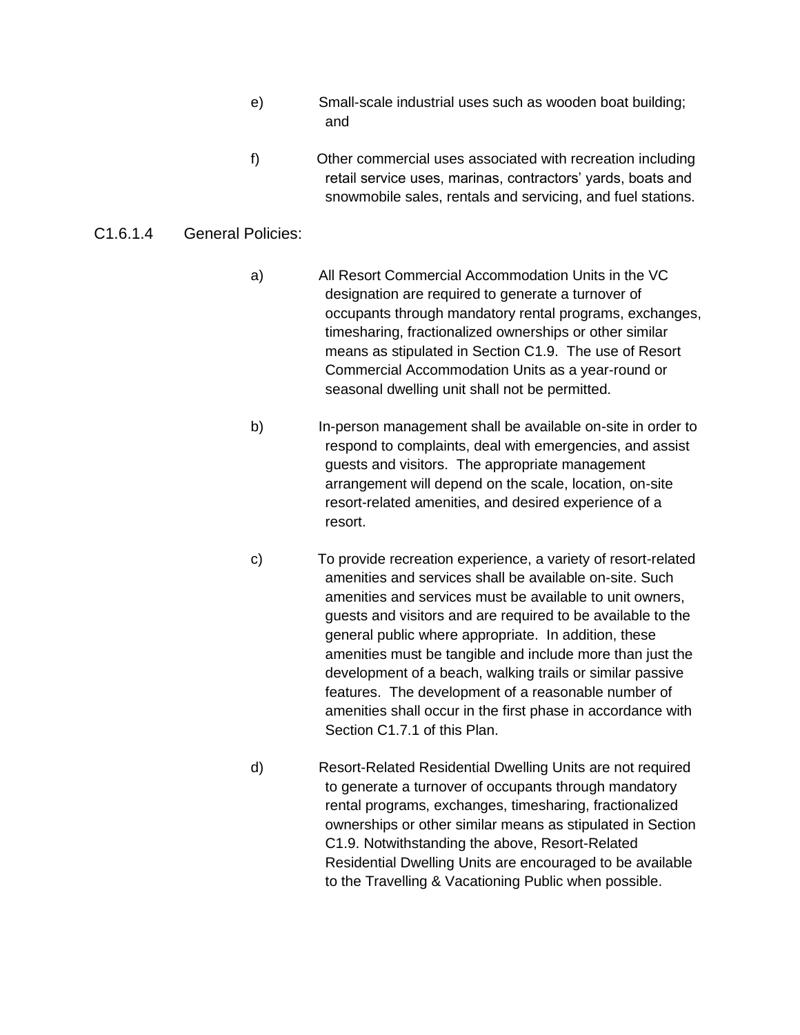e) Small-scale industrial uses such as wooden boat building; and

f) Other commercial uses associated with recreation including retail service uses, marinas, contractors' yards, boats and snowmobile sales, rentals and servicing, and fuel stations.

C1.6.1.4 General Policies:

a) All Resort Commercial Accommodation Units in the VC designation are required to generate a turnover of occupants through mandatory rental programs, exchanges, timesharing, fractionalized ownerships or other similar means as stipulated in Section C1.9. The use of Resort Commercial Accommodation Units as a year-round or seasonal dwelling unit shall not be permitted.

b) In-person management shall be available on-site in order to respond to complaints, deal with emergencies, and assist guests and visitors. The appropriate management arrangement will depend on the scale, location, on-site resort-related amenities, and desired experience of a resort.

c) To provide recreation experience, a variety of resort-related amenities and services shall be available on-site. Such amenities and services must be available to unit owners, guests and visitors and are required to be available to the general public where appropriate. In addition, these amenities must be tangible and include more than just the development of a beach, walking trails or similar passive features. The development of a reasonable number of amenities shall occur in the first phase in accordance with Section C1.7.1 of this Plan.

d) Resort-Related Residential Dwelling Units are not required to generate a turnover of occupants through mandatory rental programs, exchanges, timesharing, fractionalized ownerships or other similar means as stipulated in Section C1.9. Notwithstanding the above, Resort-Related Residential Dwelling Units are encouraged to be available to the Travelling & Vacationing Public when possible.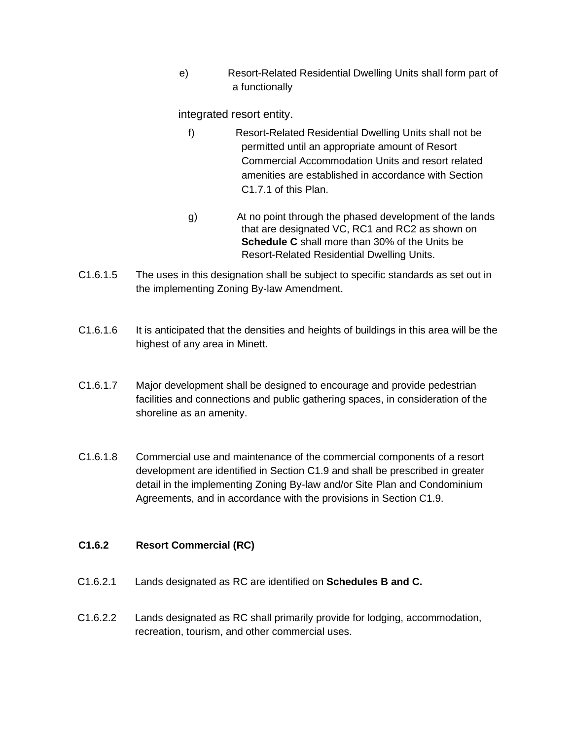e) Resort-Related Residential Dwelling Units shall form part of a functionally integrated resort entity.

f) Resort-Related Residential Dwelling Units shall not be permitted until an appropriate amount of Resort Commercial Accommodation Units and resort related amenities are established in accordance with Section C1.7.1 of this Plan.

g) At no point through the phased development of the lands that are designated VC, RC1 and RC2 as shown on **Schedule C** shall more than 30% of the Units be Resort-Related Residential Dwelling Units.

C1.6.1.5 The uses in this designation shall be subject to specific standards as set out in the implementing Zoning By-law Amendment.

C1.6.1.6 It is anticipated that the densities and heights of buildings in this area will be the highest of any area in Minett.

C1.6.1.7 Major development shall be designed to encourage and provide pedestrian facilities and connections and public gathering spaces, in consideration of the shoreline as an amenity.

C1.6.1.8 Commercial use and maintenance of the commercial components of a resort development are identified in Section C1.9 and shall be prescribed in greater detail in the implementing Zoning By-law and/or Site Plan and Condominium Agreements, and in accordance with the provisions in Section C1.9.

### C1.6.2 Resort Commercial (RC)

C1.6.2.1 Lands designated as RC are identified on **Schedules B and C.**

C1.6.2.2 Lands designated as RC shall primarily provide for lodging, accommodation, recreation, tourism, and other commercial uses.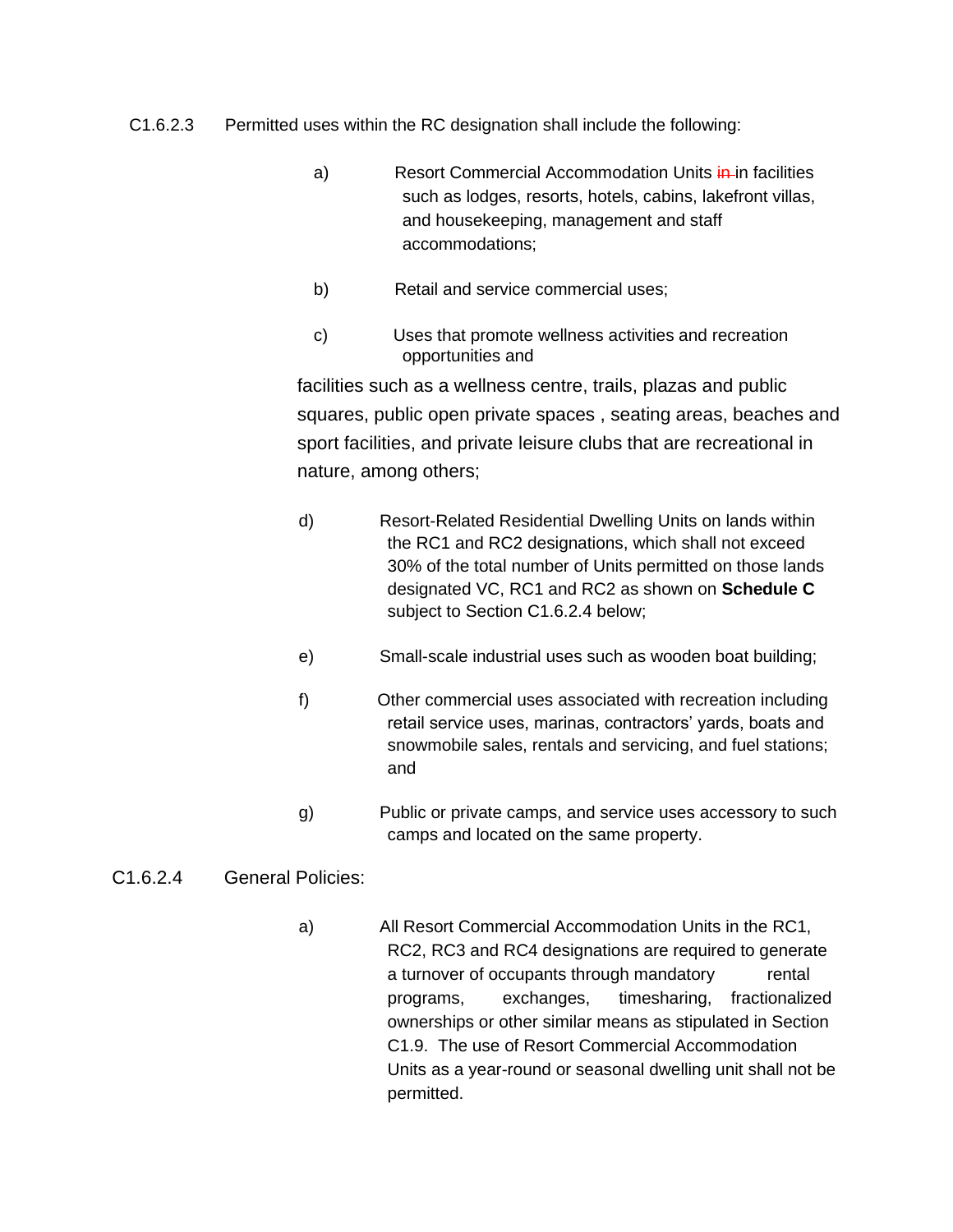C1.6.2.3 Permitted uses within the RC designation shall include the following:

a) Resort Commercial Accommodation Units ~~in~~ in facilities such as lodges, resorts, hotels, cabins, lakefront villas, and housekeeping, management and staff accommodations;

b) Retail and service commercial uses;

c) Uses that promote wellness activities and recreation opportunities and facilities such as a wellness centre, trails, plazas and public squares, public open private spaces , seating areas, beaches and sport facilities, and private leisure clubs that are recreational in nature, among others;

d) Resort-Related Residential Dwelling Units on lands within the RC1 and RC2 designations, which shall not exceed 30% of the total number of Units permitted on those lands designated VC, RC1 and RC2 as shown on **Schedule C** subject to Section C1.6.2.4 below;

e) Small-scale industrial uses such as wooden boat building;

f) Other commercial uses associated with recreation including retail service uses, marinas, contractors' yards, boats and snowmobile sales, rentals and servicing, and fuel stations; and

g) Public or private camps, and service uses accessory to such camps and located on the same property.

C1.6.2.4 General Policies:

a) All Resort Commercial Accommodation Units in the RC1, RC2, RC3 and RC4 designations are required to generate a turnover of occupants through mandatory rental programs, exchanges, timesharing, fractionalized ownerships or other similar means as stipulated in Section C1.9. The use of Resort Commercial Accommodation Units as a year-round or seasonal dwelling unit shall not be permitted.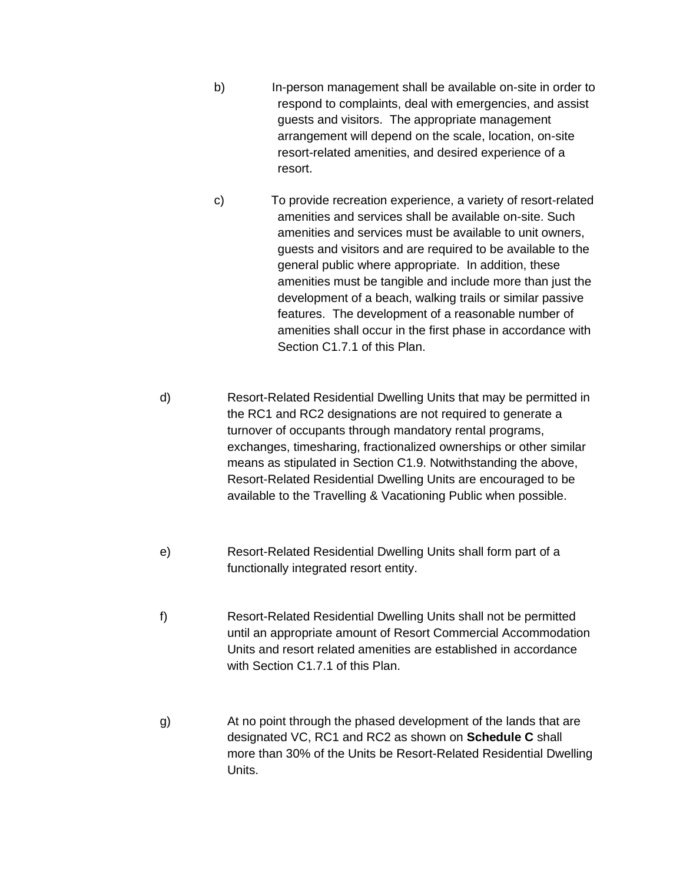b) In-person management shall be available on-site in order to respond to complaints, deal with emergencies, and assist guests and visitors. The appropriate management arrangement will depend on the scale, location, on-site resort-related amenities, and desired experience of a resort.

c) To provide recreation experience, a variety of resort-related amenities and services shall be available on-site. Such amenities and services must be available to unit owners, guests and visitors and are required to be available to the general public where appropriate. In addition, these amenities must be tangible and include more than just the development of a beach, walking trails or similar passive features. The development of a reasonable number of amenities shall occur in the first phase in accordance with Section C1.7.1 of this Plan.

d) Resort-Related Residential Dwelling Units that may be permitted in the RC1 and RC2 designations are not required to generate a turnover of occupants through mandatory rental programs, exchanges, timesharing, fractionalized ownerships or other similar means as stipulated in Section C1.9. Notwithstanding the above, Resort-Related Residential Dwelling Units are encouraged to be available to the Travelling & Vacationing Public when possible.

e) Resort-Related Residential Dwelling Units shall form part of a functionally integrated resort entity.

f) Resort-Related Residential Dwelling Units shall not be permitted until an appropriate amount of Resort Commercial Accommodation Units and resort related amenities are established in accordance with Section C1.7.1 of this Plan.

g) At no point through the phased development of the lands that are designated VC, RC1 and RC2 as shown on **Schedule C** shall more than 30% of the Units be Resort-Related Residential Dwelling Units.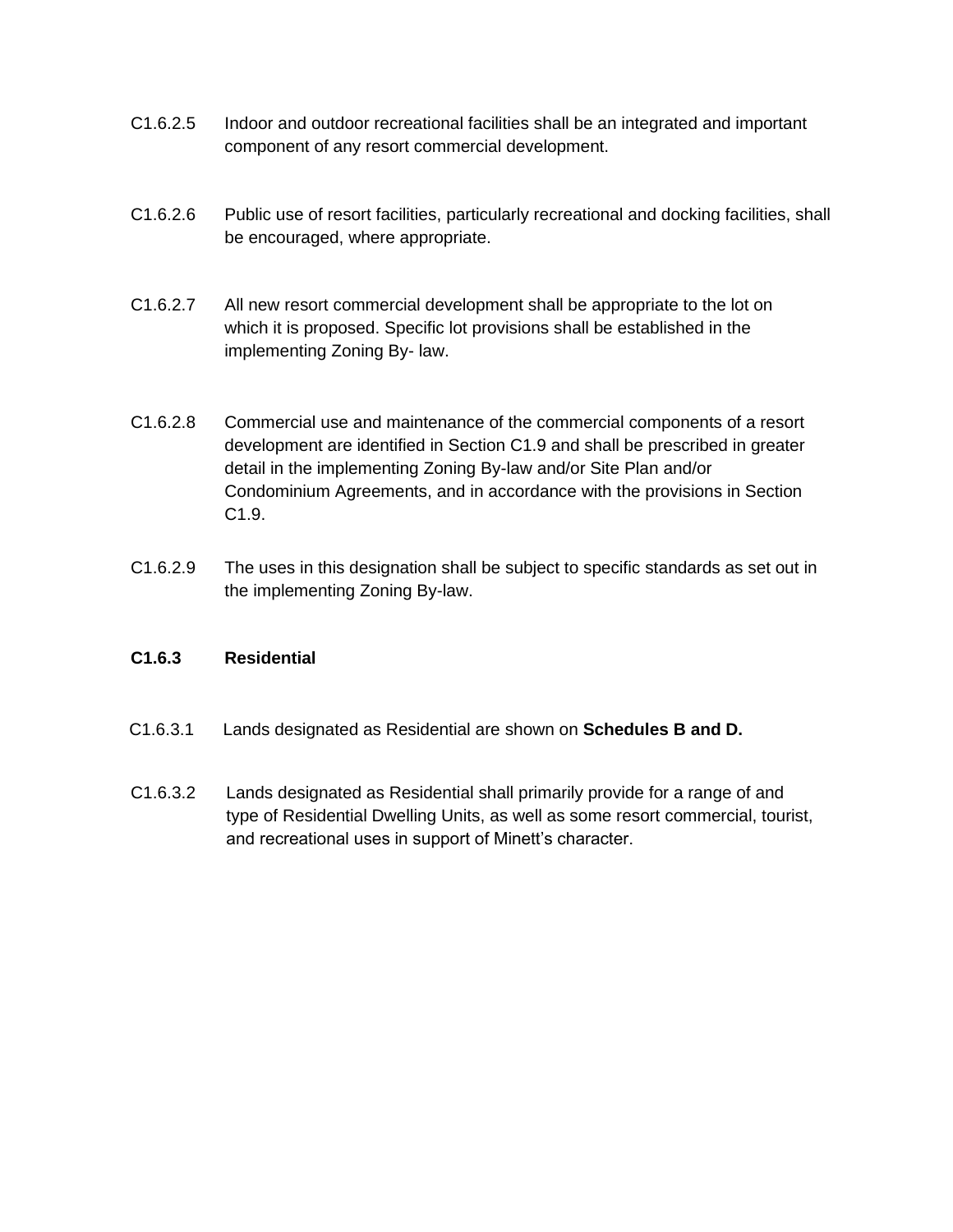C1.6.2.5 Indoor and outdoor recreational facilities shall be an integrated and important component of any resort commercial development.

C1.6.2.6 Public use of resort facilities, particularly recreational and docking facilities, shall be encouraged, where appropriate.

C1.6.2.7 All new resort commercial development shall be appropriate to the lot on which it is proposed. Specific lot provisions shall be established in the implementing Zoning By- law.

C1.6.2.8 Commercial use and maintenance of the commercial components of a resort development are identified in Section C1.9 and shall be prescribed in greater detail in the implementing Zoning By-law and/or Site Plan and/or Condominium Agreements, and in accordance with the provisions in Section C1.9.

C1.6.2.9 The uses in this designation shall be subject to specific standards as set out in the implementing Zoning By-law.

### C1.6.3 Residential

C1.6.3.1 Lands designated as Residential are shown on **Schedules B and D.**

C1.6.3.2 Lands designated as Residential shall primarily provide for a range of and type of Residential Dwelling Units, as well as some resort commercial, tourist, and recreational uses in support of Minett's character.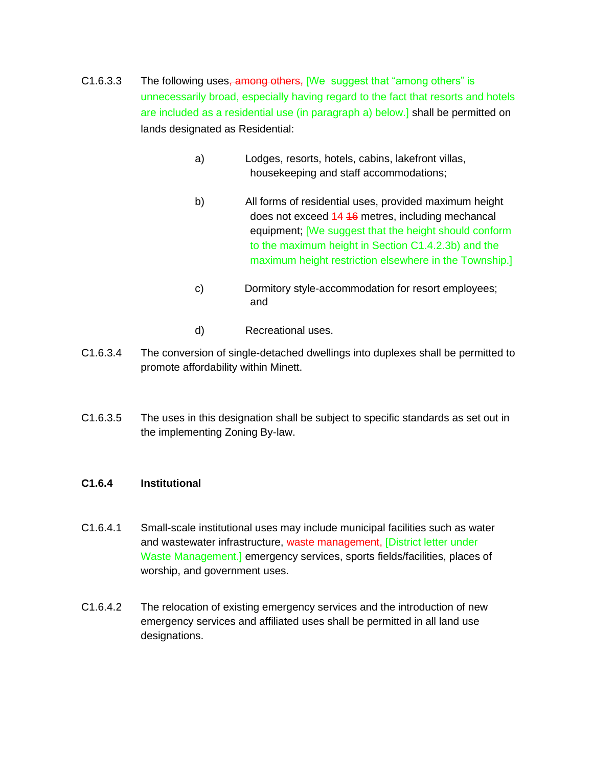C1.6.3.3 The following uses~~, among others,~~ [We suggest that “among others” is unnecessarily broad, especially having regard to the fact that resorts and hotels are included as a residential use (in paragraph a) below.] shall be permitted on lands designated as Residential:

a) Lodges, resorts, hotels, cabins, lakefront villas, housekeeping and staff accommodations;

b) All forms of residential uses, provided maximum height does not exceed 14 ~~16~~ metres, including mechancal equipment; [We suggest that the height should conform to the maximum height in Section C1.4.2.3b) and the maximum height restriction elsewhere in the Township.]

c) Dormitory style-accommodation for resort employees; and

d) Recreational uses.

C1.6.3.4 The conversion of single-detached dwellings into duplexes shall be permitted to promote affordability within Minett.

C1.6.3.5 The uses in this designation shall be subject to specific standards as set out in the implementing Zoning By-law.

**C1.6.4 Institutional**

C1.6.4.1 Small-scale institutional uses may include municipal facilities such as water and wastewater infrastructure, waste management, [District letter under Waste Management.] emergency services, sports fields/facilities, places of worship, and government uses.

C1.6.4.2 The relocation of existing emergency services and the introduction of new emergency services and affiliated uses shall be permitted in all land use designations.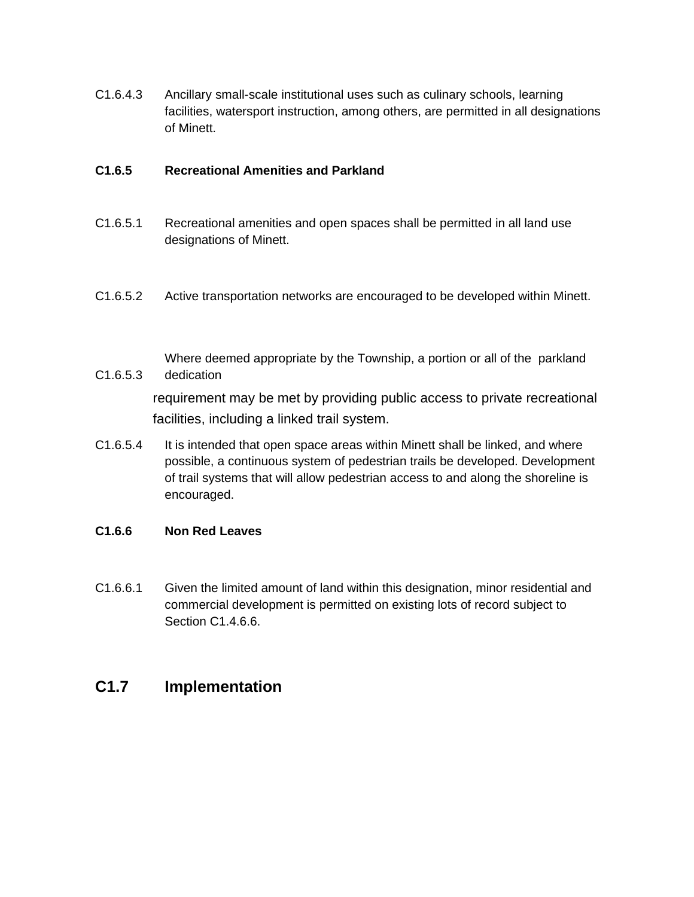C1.6.4.3 Ancillary small-scale institutional uses such as culinary schools, learning facilities, watersport instruction, among others, are permitted in all designations of Minett.

### C1.6.5 Recreational Amenities and Parkland

C1.6.5.1 Recreational amenities and open spaces shall be permitted in all land use designations of Minett.

C1.6.5.2 Active transportation networks are encouraged to be developed within Minett.

C1.6.5.3 Where deemed appropriate by the Township, a portion or all of the parkland dedication requirement may be met by providing public access to private recreational facilities, including a linked trail system.

C1.6.5.4 It is intended that open space areas within Minett shall be linked, and where possible, a continuous system of pedestrian trails be developed. Development of trail systems that will allow pedestrian access to and along the shoreline is encouraged.

### C1.6.6 Non Red Leaves

C1.6.6.1 Given the limited amount of land within this designation, minor residential and commercial development is permitted on existing lots of record subject to Section C1.4.6.6.

## C1.7 Implementation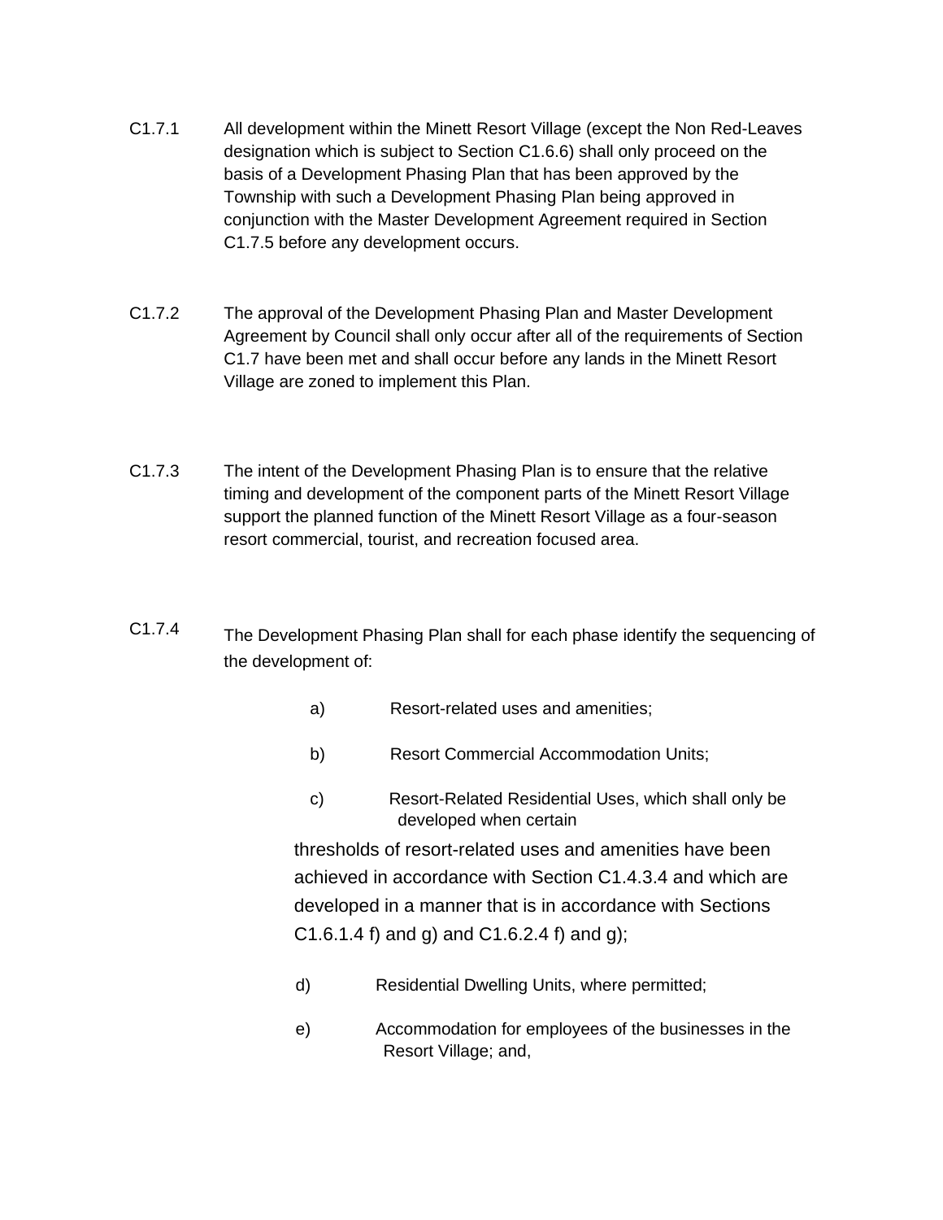C1.7.1 All development within the Minett Resort Village (except the Non Red-Leaves designation which is subject to Section C1.6.6) shall only proceed on the basis of a Development Phasing Plan that has been approved by the Township with such a Development Phasing Plan being approved in conjunction with the Master Development Agreement required in Section C1.7.5 before any development occurs.

C1.7.2 The approval of the Development Phasing Plan and Master Development Agreement by Council shall only occur after all of the requirements of Section C1.7 have been met and shall occur before any lands in the Minett Resort Village are zoned to implement this Plan.

C1.7.3 The intent of the Development Phasing Plan is to ensure that the relative timing and development of the component parts of the Minett Resort Village support the planned function of the Minett Resort Village as a four-season resort commercial, tourist, and recreation focused area.

C1.7.4 The Development Phasing Plan shall for each phase identify the sequencing of the development of:

a) Resort-related uses and amenities;

b) Resort Commercial Accommodation Units;

c) Resort-Related Residential Uses, which shall only be developed when certain thresholds of resort-related uses and amenities have been achieved in accordance with Section C1.4.3.4 and which are developed in a manner that is in accordance with Sections C1.6.1.4 f) and g) and C1.6.2.4 f) and g);

d) Residential Dwelling Units, where permitted;

e) Accommodation for employees of the businesses in the Resort Village; and,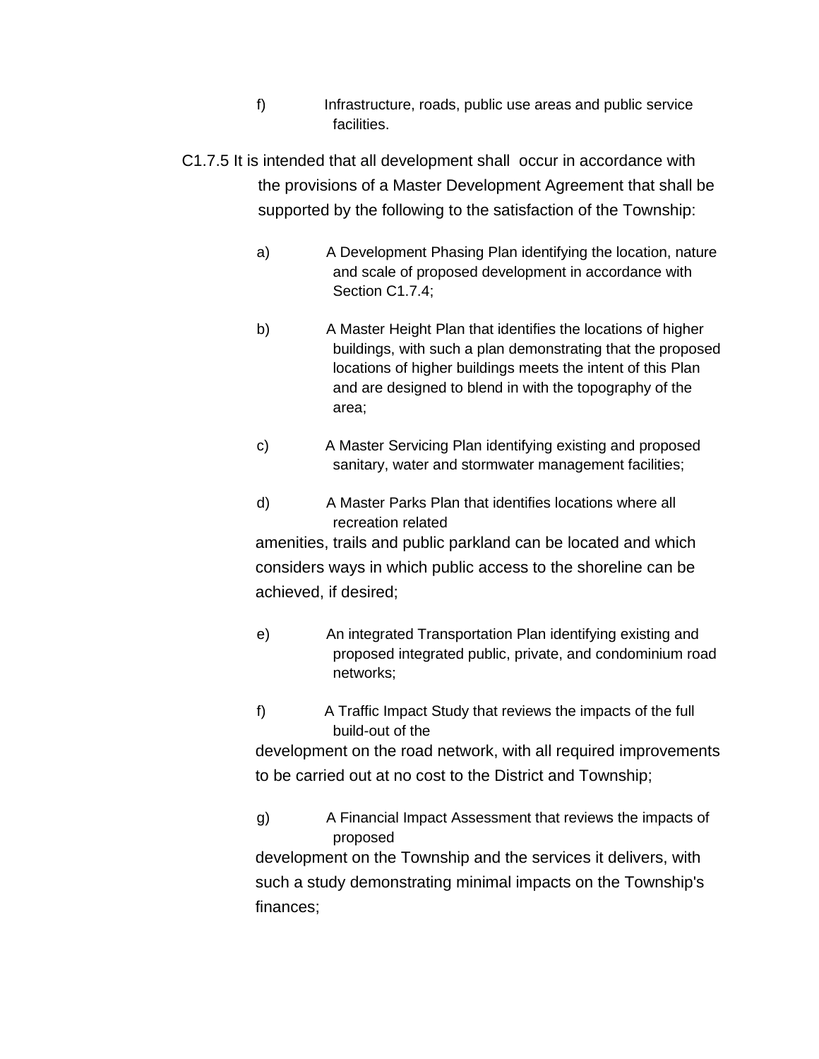f) Infrastructure, roads, public use areas and public service facilities.

C1.7.5 It is intended that all development shall occur in accordance with the provisions of a Master Development Agreement that shall be supported by the following to the satisfaction of the Township:

a) A Development Phasing Plan identifying the location, nature and scale of proposed development in accordance with Section C1.7.4;

b) A Master Height Plan that identifies the locations of higher buildings, with such a plan demonstrating that the proposed locations of higher buildings meets the intent of this Plan and are designed to blend in with the topography of the area;

c) A Master Servicing Plan identifying existing and proposed sanitary, water and stormwater management facilities;

d) A Master Parks Plan that identifies locations where all recreation related amenities, trails and public parkland can be located and which considers ways in which public access to the shoreline can be achieved, if desired;

e) An integrated Transportation Plan identifying existing and proposed integrated public, private, and condominium road networks;

f) A Traffic Impact Study that reviews the impacts of the full build-out of the development on the road network, with all required improvements to be carried out at no cost to the District and Township;

g) A Financial Impact Assessment that reviews the impacts of proposed development on the Township and the services it delivers, with such a study demonstrating minimal impacts on the Township's finances;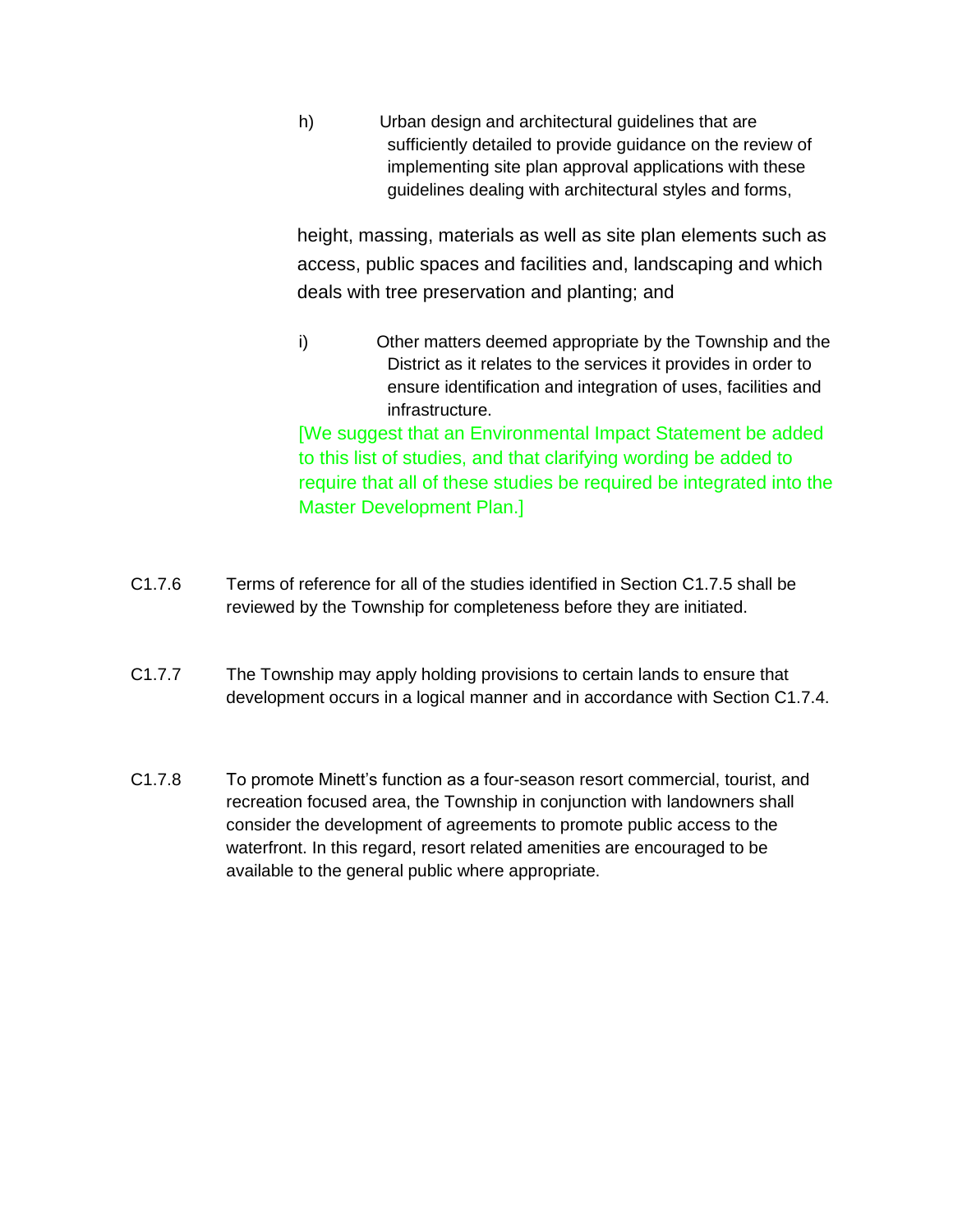h) Urban design and architectural guidelines that are sufficiently detailed to provide guidance on the review of implementing site plan approval applications with these guidelines dealing with architectural styles and forms, height, massing, materials as well as site plan elements such as access, public spaces and facilities and, landscaping and which deals with tree preservation and planting; and

i) Other matters deemed appropriate by the Township and the District as it relates to the services it provides in order to ensure identification and integration of uses, facilities and infrastructure.

[We suggest that an Environmental Impact Statement be added to this list of studies, and that clarifying wording be added to require that all of these studies be required be integrated into the Master Development Plan.]

C1.7.6 Terms of reference for all of the studies identified in Section C1.7.5 shall be reviewed by the Township for completeness before they are initiated.

C1.7.7 The Township may apply holding provisions to certain lands to ensure that development occurs in a logical manner and in accordance with Section C1.7.4.

C1.7.8 To promote Minett's function as a four-season resort commercial, tourist, and recreation focused area, the Township in conjunction with landowners shall consider the development of agreements to promote public access to the waterfront. In this regard, resort related amenities are encouraged to be available to the general public where appropriate.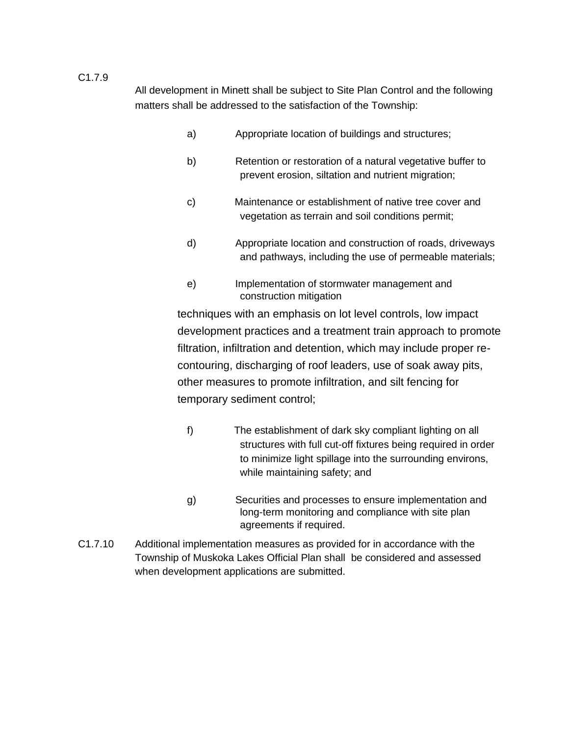C1.7.9 All development in Minett shall be subject to Site Plan Control and the following matters shall be addressed to the satisfaction of the Township:

a) Appropriate location of buildings and structures;

b) Retention or restoration of a natural vegetative buffer to prevent erosion, siltation and nutrient migration;

c) Maintenance or establishment of native tree cover and vegetation as terrain and soil conditions permit;

d) Appropriate location and construction of roads, driveways and pathways, including the use of permeable materials;

e) Implementation of stormwater management and construction mitigation techniques with an emphasis on lot level controls, low impact development practices and a treatment train approach to promote filtration, infiltration and detention, which may include proper re-contouring, discharging of roof leaders, use of soak away pits, other measures to promote infiltration, and silt fencing for temporary sediment control;

f) The establishment of dark sky compliant lighting on all structures with full cut-off fixtures being required in order to minimize light spillage into the surrounding environs, while maintaining safety; and

g) Securities and processes to ensure implementation and long-term monitoring and compliance with site plan agreements if required.

C1.7.10 Additional implementation measures as provided for in accordance with the Township of Muskoka Lakes Official Plan shall be considered and assessed when development applications are submitted.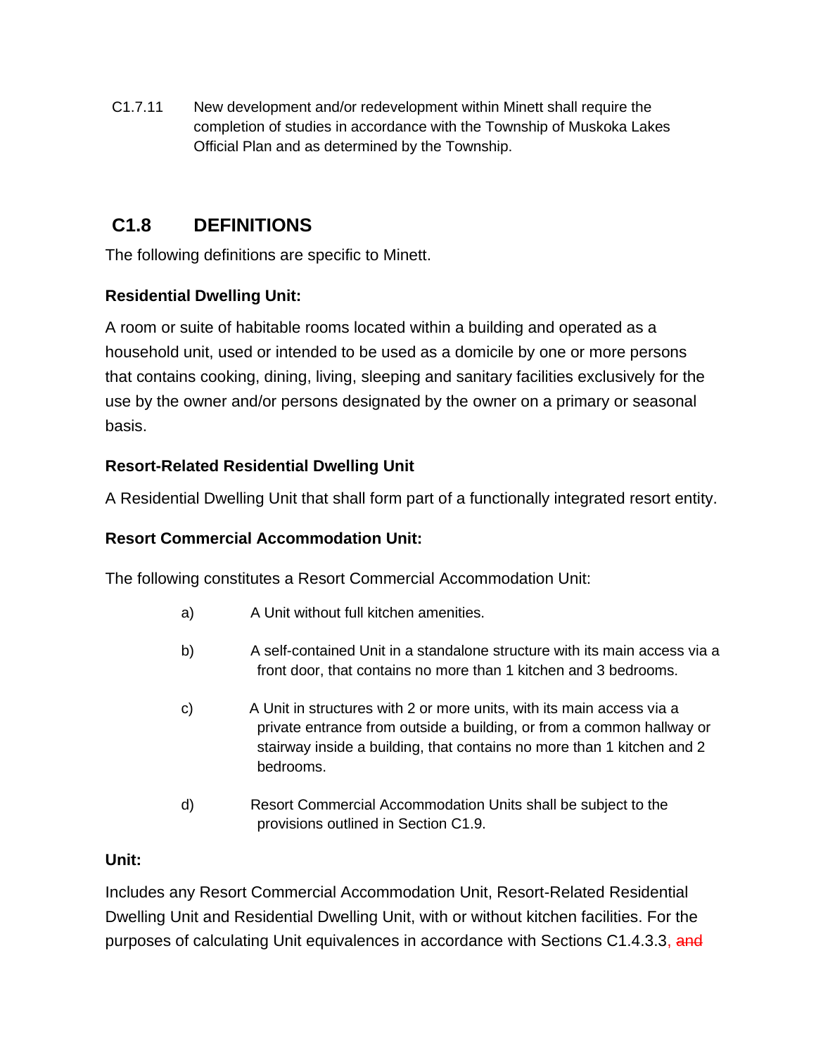C1.7.11 New development and/or redevelopment within Minett shall require the completion of studies in accordance with the Township of Muskoka Lakes Official Plan and as determined by the Township.

## C1.8 DEFINITIONS

The following definitions are specific to Minett.

**Residential Dwelling Unit:**

A room or suite of habitable rooms located within a building and operated as a household unit, used or intended to be used as a domicile by one or more persons that contains cooking, dining, living, sleeping and sanitary facilities exclusively for the use by the owner and/or persons designated by the owner on a primary or seasonal basis.

**Resort-Related Residential Dwelling Unit**

A Residential Dwelling Unit that shall form part of a functionally integrated resort entity.

**Resort Commercial Accommodation Unit:**

The following constitutes a Resort Commercial Accommodation Unit:

a) A Unit without full kitchen amenities.

b) A self-contained Unit in a standalone structure with its main access via a front door, that contains no more than 1 kitchen and 3 bedrooms.

c) A Unit in structures with 2 or more units, with its main access via a private entrance from outside a building, or from a common hallway or stairway inside a building, that contains no more than 1 kitchen and 2 bedrooms.

d) Resort Commercial Accommodation Units shall be subject to the provisions outlined in Section C1.9.

**Unit:**

Includes any Resort Commercial Accommodation Unit, Resort-Related Residential Dwelling Unit and Residential Dwelling Unit, with or without kitchen facilities. For the purposes of calculating Unit equivalences in accordance with Sections C1.4.3.3, ~~and~~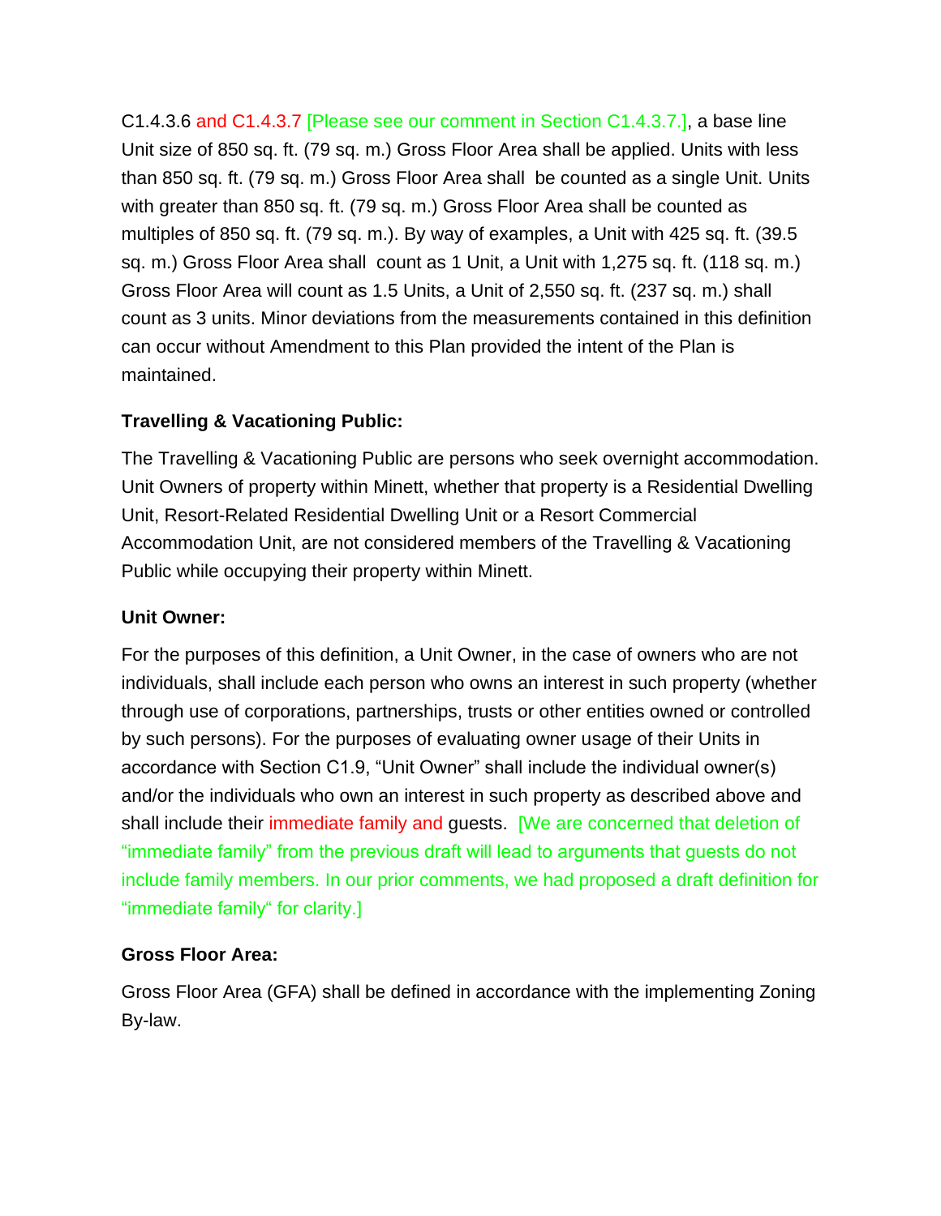C1.4.3.6 and C1.4.3.7 [Please see our comment in Section C1.4.3.7.], a base line Unit size of 850 sq. ft. (79 sq. m.) Gross Floor Area shall be applied. Units with less than 850 sq. ft. (79 sq. m.) Gross Floor Area shall be counted as a single Unit. Units with greater than 850 sq. ft. (79 sq. m.) Gross Floor Area shall be counted as multiples of 850 sq. ft. (79 sq. m.). By way of examples, a Unit with 425 sq. ft. (39.5 sq. m.) Gross Floor Area shall count as 1 Unit, a Unit with 1,275 sq. ft. (118 sq. m.) Gross Floor Area will count as 1.5 Units, a Unit of 2,550 sq. ft. (237 sq. m.) shall count as 3 units. Minor deviations from the measurements contained in this definition can occur without Amendment to this Plan provided the intent of the Plan is maintained.

**Travelling & Vacationing Public:**

The Travelling & Vacationing Public are persons who seek overnight accommodation. Unit Owners of property within Minett, whether that property is a Residential Dwelling Unit, Resort-Related Residential Dwelling Unit or a Resort Commercial Accommodation Unit, are not considered members of the Travelling & Vacationing Public while occupying their property within Minett.

**Unit Owner:**

For the purposes of this definition, a Unit Owner, in the case of owners who are not individuals, shall include each person who owns an interest in such property (whether through use of corporations, partnerships, trusts or other entities owned or controlled by such persons). For the purposes of evaluating owner usage of their Units in accordance with Section C1.9, "Unit Owner" shall include the individual owner(s) and/or the individuals who own an interest in such property as described above and shall include their immediate family and guests. [We are concerned that deletion of "immediate family" from the previous draft will lead to arguments that guests do not include family members. In our prior comments, we had proposed a draft definition for "immediate family" for clarity.]

**Gross Floor Area:**

Gross Floor Area (GFA) shall be defined in accordance with the implementing Zoning By-law.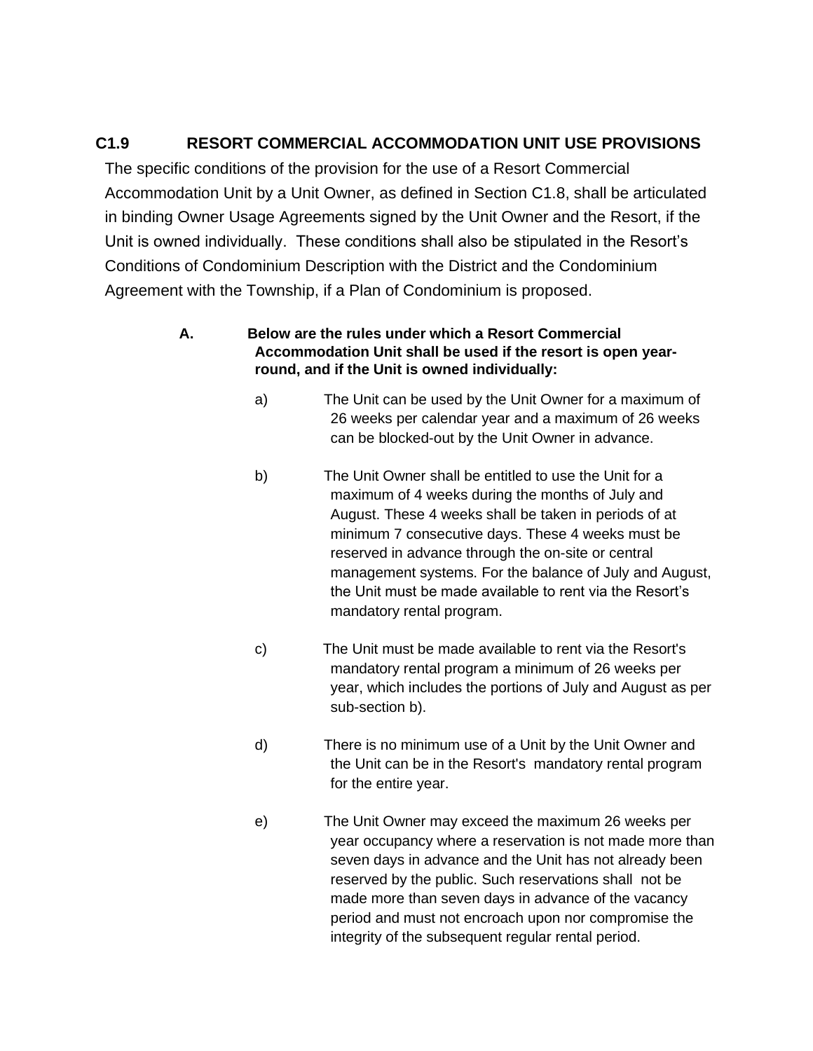## C1.9 RESORT COMMERCIAL ACCOMMODATION UNIT USE PROVISIONS

The specific conditions of the provision for the use of a Resort Commercial Accommodation Unit by a Unit Owner, as defined in Section C1.8, shall be articulated in binding Owner Usage Agreements signed by the Unit Owner and the Resort, if the Unit is owned individually. These conditions shall also be stipulated in the Resort's Conditions of Condominium Description with the District and the Condominium Agreement with the Township, if a Plan of Condominium is proposed.

**A. Below are the rules under which a Resort Commercial Accommodation Unit shall be used if the resort is open year-round, and if the Unit is owned individually:**

a) The Unit can be used by the Unit Owner for a maximum of 26 weeks per calendar year and a maximum of 26 weeks can be blocked-out by the Unit Owner in advance.

b) The Unit Owner shall be entitled to use the Unit for a maximum of 4 weeks during the months of July and August. These 4 weeks shall be taken in periods of at minimum 7 consecutive days. These 4 weeks must be reserved in advance through the on-site or central management systems. For the balance of July and August, the Unit must be made available to rent via the Resort's mandatory rental program.

c) The Unit must be made available to rent via the Resort's mandatory rental program a minimum of 26 weeks per year, which includes the portions of July and August as per sub-section b).

d) There is no minimum use of a Unit by the Unit Owner and the Unit can be in the Resort's mandatory rental program for the entire year.

e) The Unit Owner may exceed the maximum 26 weeks per year occupancy where a reservation is not made more than seven days in advance and the Unit has not already been reserved by the public. Such reservations shall not be made more than seven days in advance of the vacancy period and must not encroach upon nor compromise the integrity of the subsequent regular rental period.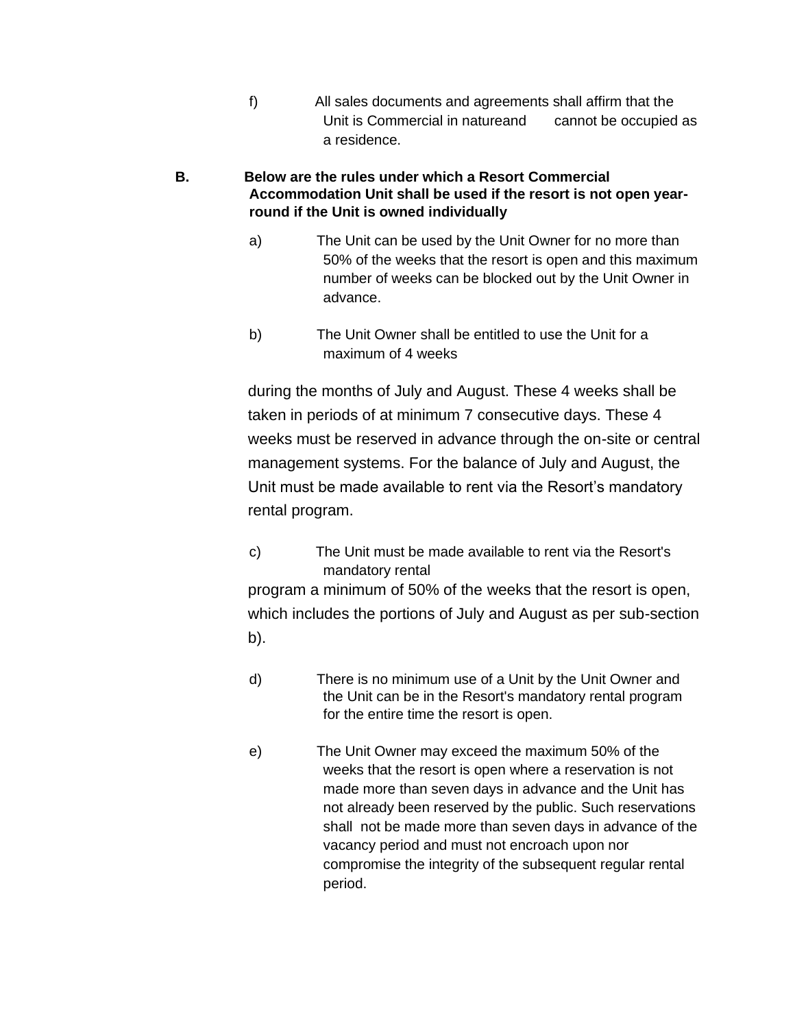f) All sales documents and agreements shall affirm that the Unit is Commercial in natureand cannot be occupied as a residence.

**B. Below are the rules under which a Resort Commercial Accommodation Unit shall be used if the resort is not open year-round if the Unit is owned individually**

a) The Unit can be used by the Unit Owner for no more than 50% of the weeks that the resort is open and this maximum number of weeks can be blocked out by the Unit Owner in advance.

b) The Unit Owner shall be entitled to use the Unit for a maximum of 4 weeks during the months of July and August. These 4 weeks shall be taken in periods of at minimum 7 consecutive days. These 4 weeks must be reserved in advance through the on-site or central management systems. For the balance of July and August, the Unit must be made available to rent via the Resort's mandatory rental program.

c) The Unit must be made available to rent via the Resort's mandatory rental program a minimum of 50% of the weeks that the resort is open, which includes the portions of July and August as per sub-section b).

d) There is no minimum use of a Unit by the Unit Owner and the Unit can be in the Resort's mandatory rental program for the entire time the resort is open.

e) The Unit Owner may exceed the maximum 50% of the weeks that the resort is open where a reservation is not made more than seven days in advance and the Unit has not already been reserved by the public. Such reservations shall not be made more than seven days in advance of the vacancy period and must not encroach upon nor compromise the integrity of the subsequent regular rental period.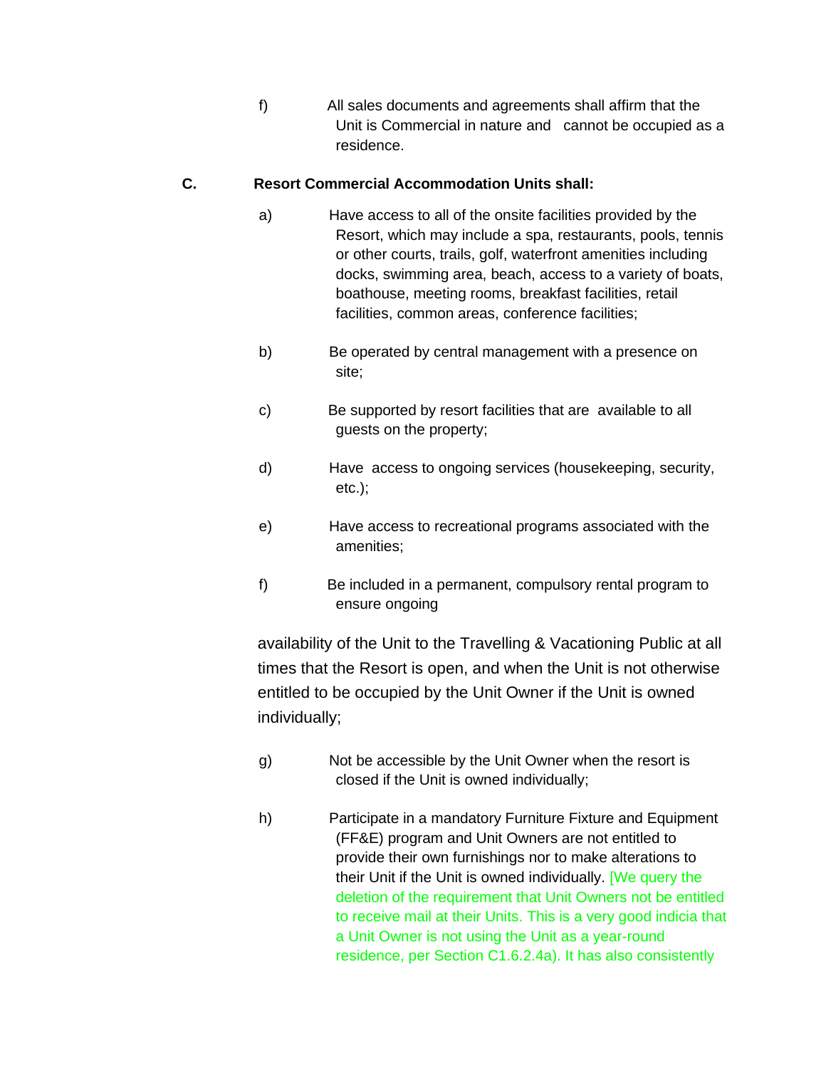f) All sales documents and agreements shall affirm that the Unit is Commercial in nature and cannot be occupied as a residence.

**C. Resort Commercial Accommodation Units shall:**

a) Have access to all of the onsite facilities provided by the Resort, which may include a spa, restaurants, pools, tennis or other courts, trails, golf, waterfront amenities including docks, swimming area, beach, access to a variety of boats, boathouse, meeting rooms, breakfast facilities, retail facilities, common areas, conference facilities;

b) Be operated by central management with a presence on site;

c) Be supported by resort facilities that are available to all guests on the property;

d) Have access to ongoing services (housekeeping, security, etc.);

e) Have access to recreational programs associated with the amenities;

f) Be included in a permanent, compulsory rental program to ensure ongoing availability of the Unit to the Travelling & Vacationing Public at all times that the Resort is open, and when the Unit is not otherwise entitled to be occupied by the Unit Owner if the Unit is owned individually;

g) Not be accessible by the Unit Owner when the resort is closed if the Unit is owned individually;

h) Participate in a mandatory Furniture Fixture and Equipment (FF&E) program and Unit Owners are not entitled to provide their own furnishings nor to make alterations to their Unit if the Unit is owned individually. [We query the deletion of the requirement that Unit Owners not be entitled to receive mail at their Units. This is a very good indicia that a Unit Owner is not using the Unit as a year-round residence, per Section C1.6.2.4a). It has also consistently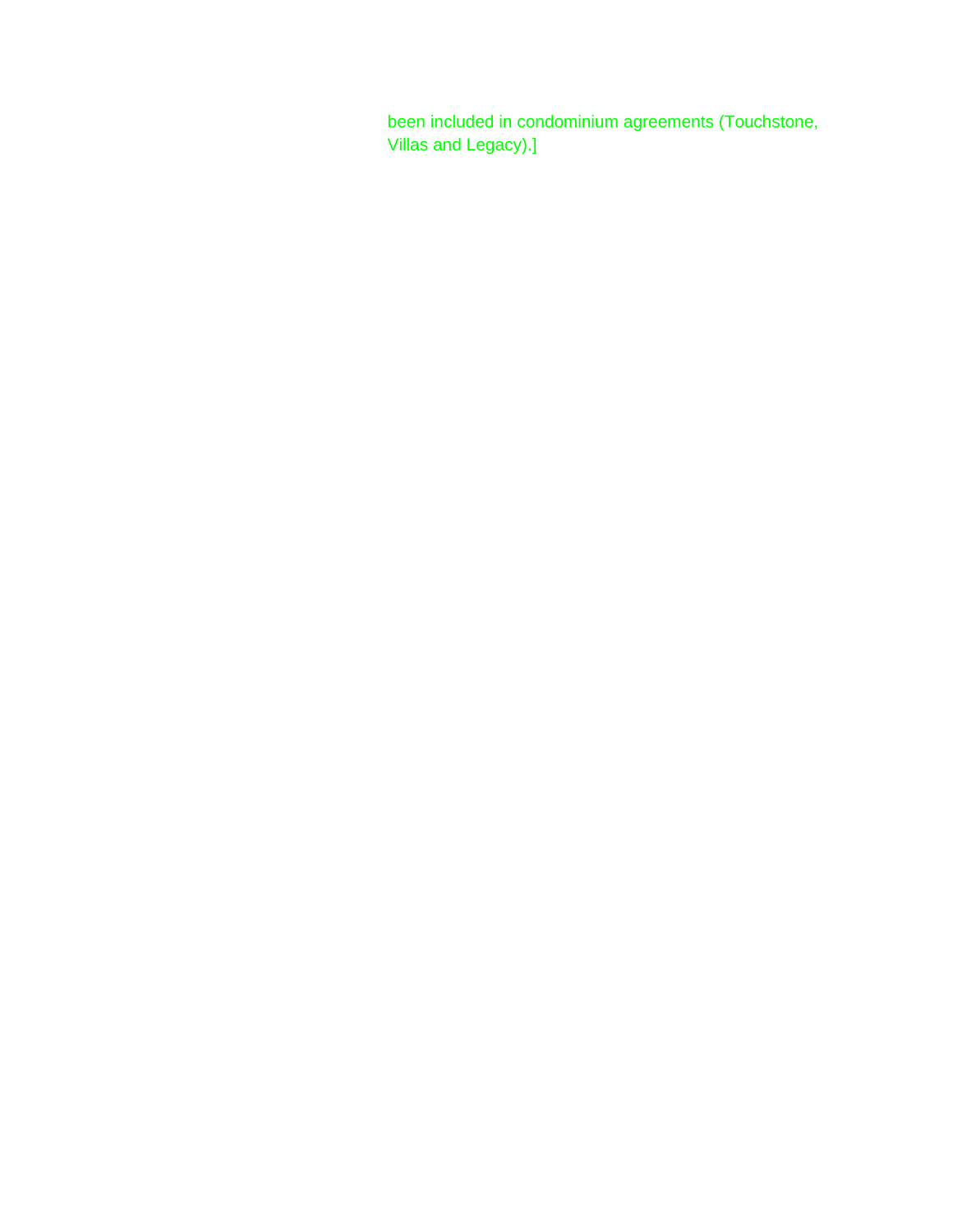been included in condominium agreements (Touchstone, Villas and Legacy).]